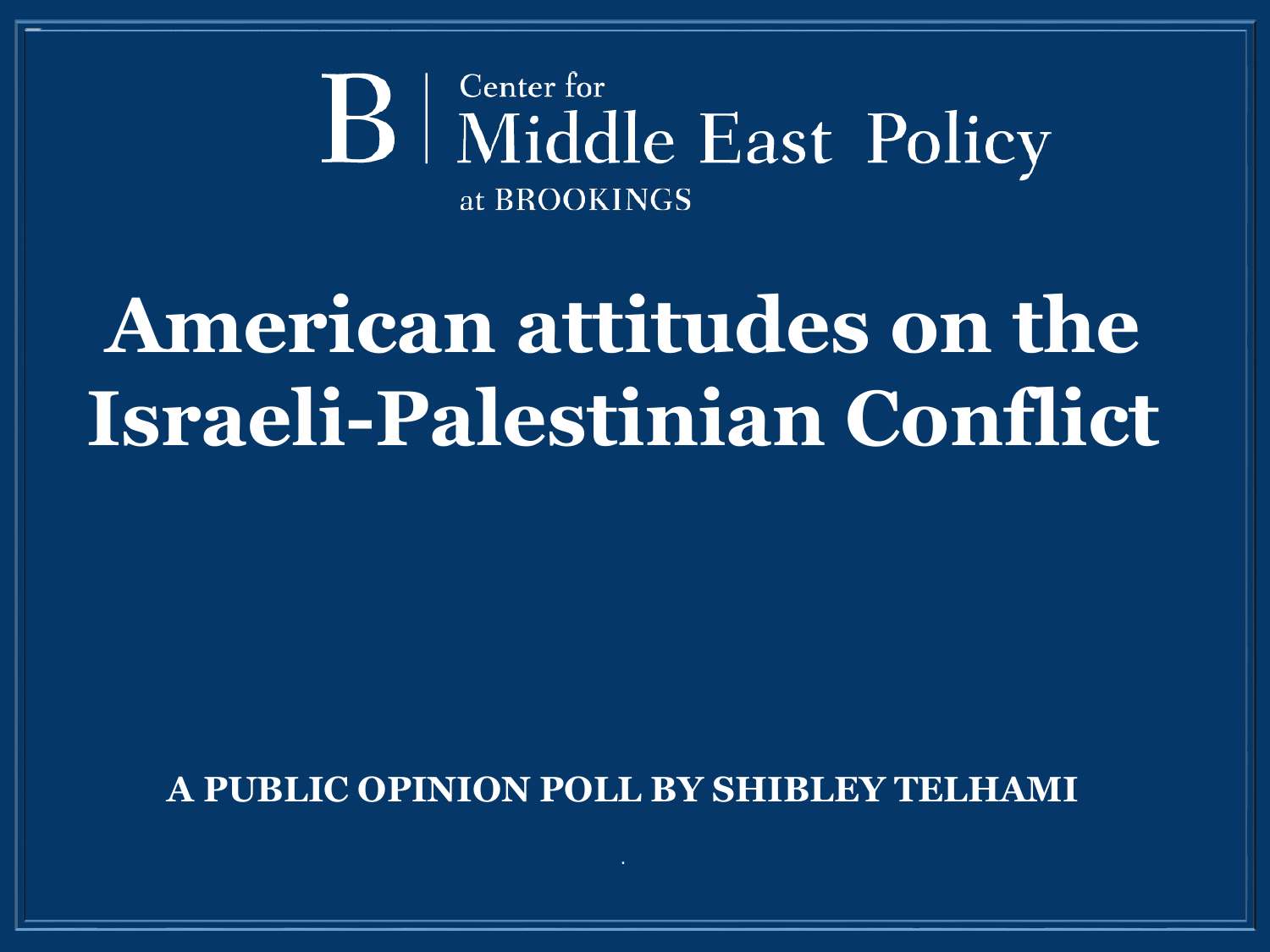Center for
Middle East Policy
at BROOKINGS

# American attitudes on the Israeli-Palestinian Conflict

**A PUBLIC OPINION POLL BY SHIBLEY TELHAMI**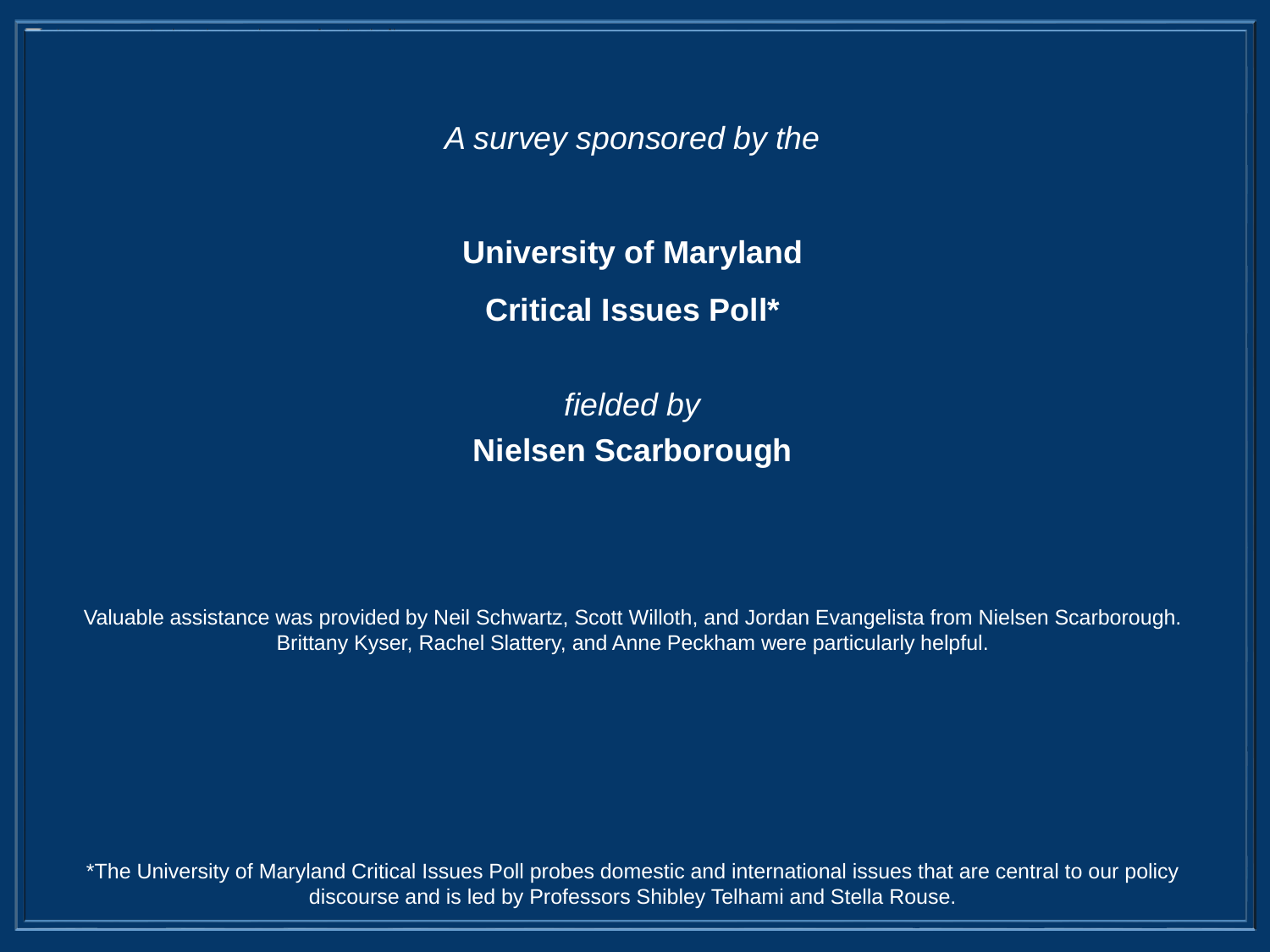*A survey sponsored by the*

**University of Maryland**

**Critical Issues Poll***

*fielded by*

**Nielsen Scarborough**

Valuable assistance was provided by Neil Schwartz, Scott Willoth, and Jordan Evangelista from Nielsen Scarborough. Brittany Kyser, Rachel Slattery, and Anne Peckham were particularly helpful.

*The University of Maryland Critical Issues Poll probes domestic and international issues that are central to our policy discourse and is led by Professors Shibley Telhami and Stella Rouse.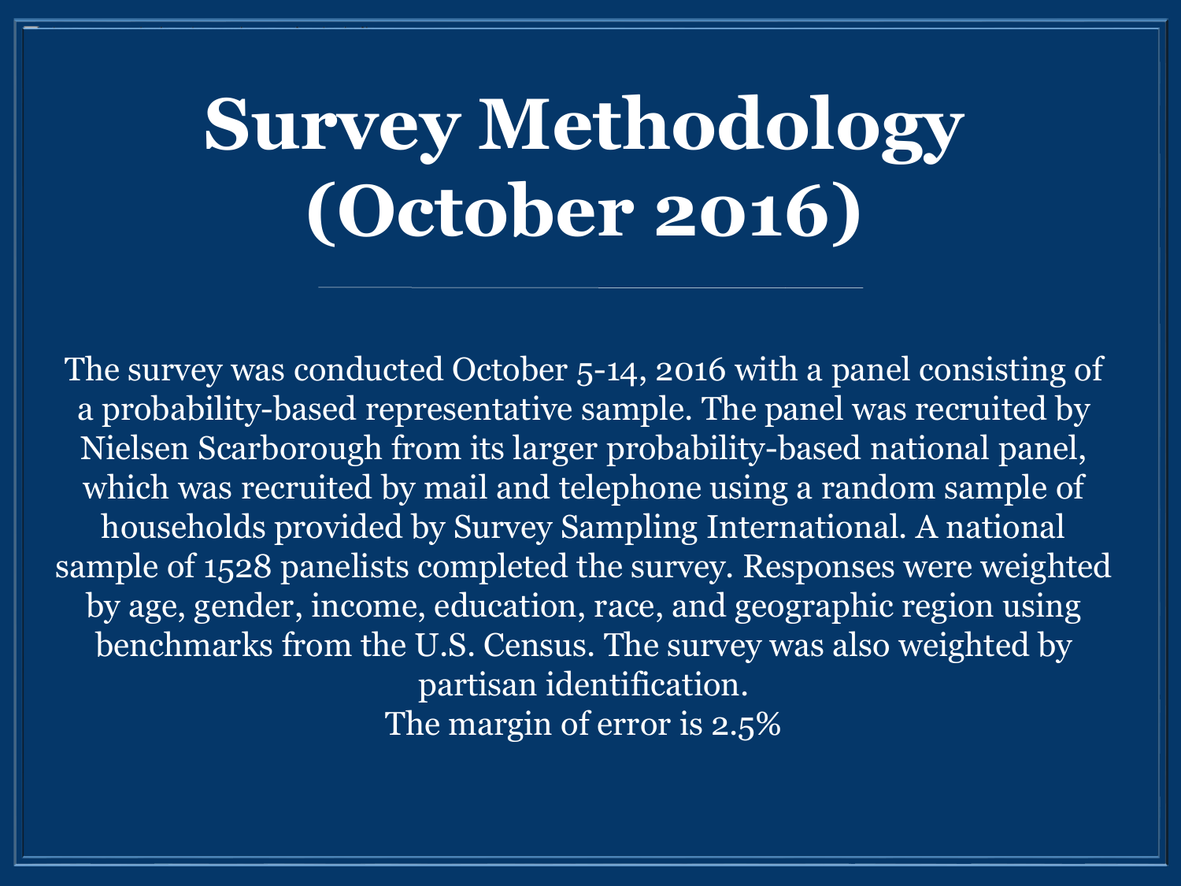# Survey Methodology (October 2016)

The survey was conducted October 5-14, 2016 with a panel consisting of a probability-based representative sample. The panel was recruited by Nielsen Scarborough from its larger probability-based national panel, which was recruited by mail and telephone using a random sample of households provided by Survey Sampling International. A national sample of 1528 panelists completed the survey. Responses were weighted by age, gender, income, education, race, and geographic region using benchmarks from the U.S. Census. The survey was also weighted by partisan identification.

The margin of error is 2.5%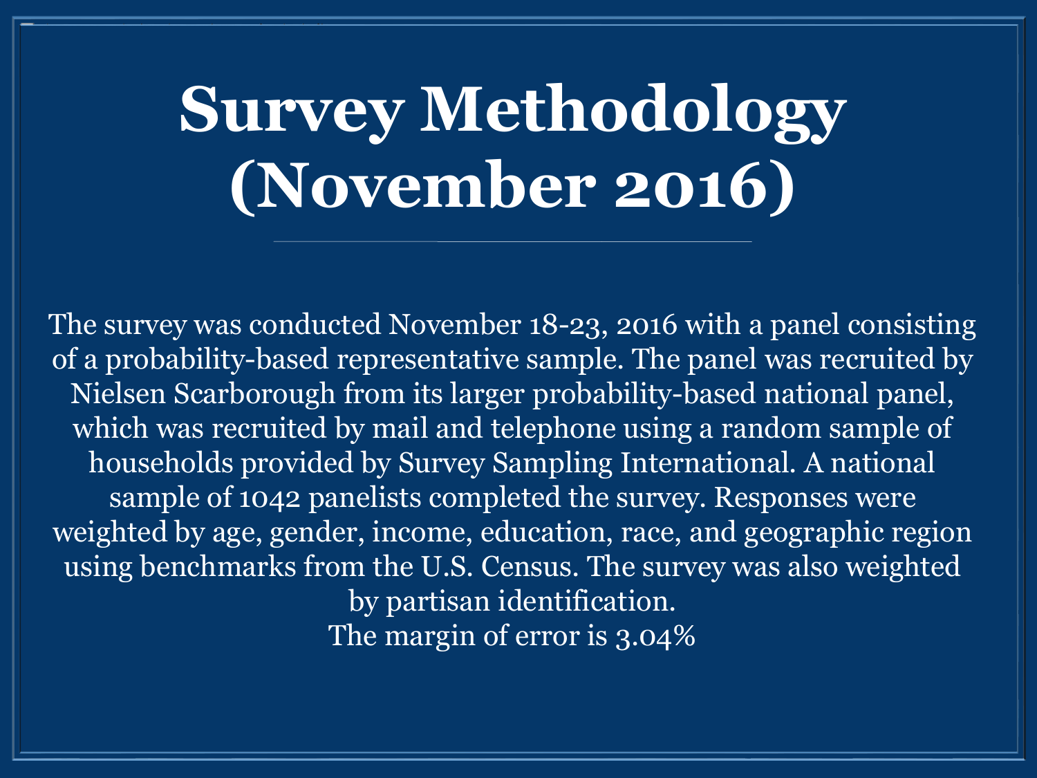# Survey Methodology (November 2016)

The survey was conducted November 18-23, 2016 with a panel consisting of a probability-based representative sample. The panel was recruited by Nielsen Scarborough from its larger probability-based national panel, which was recruited by mail and telephone using a random sample of households provided by Survey Sampling International. A national sample of 1042 panelists completed the survey. Responses were weighted by age, gender, income, education, race, and geographic region using benchmarks from the U.S. Census. The survey was also weighted by partisan identification.

The margin of error is 3.04%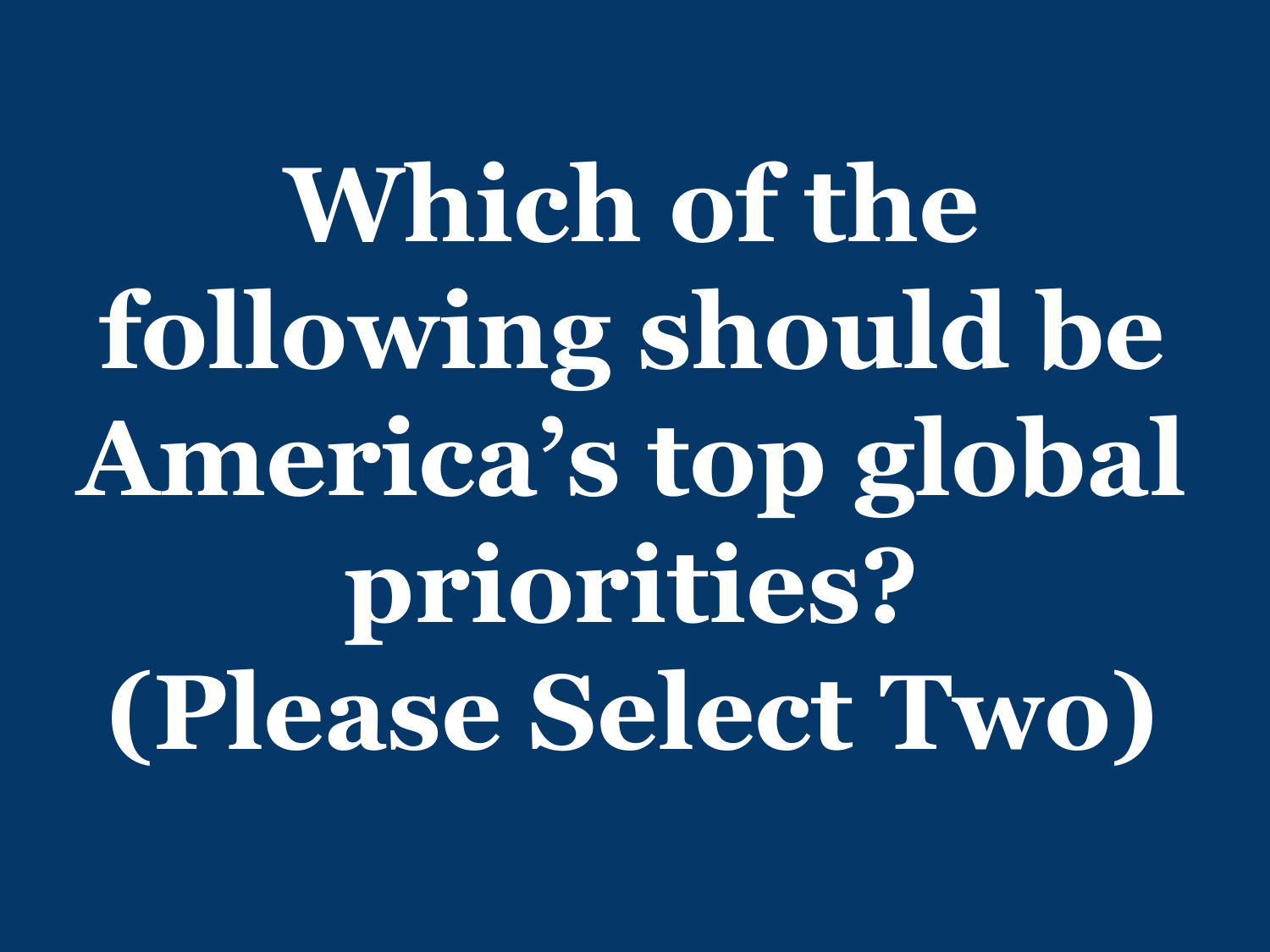# Which of the following should be America's top global priorities? (Please Select Two)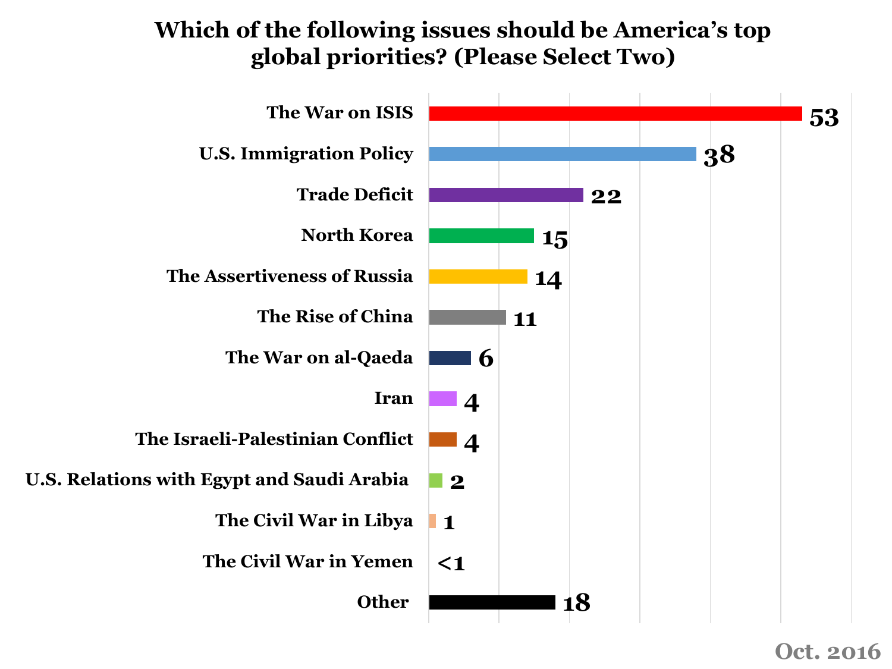## Which of the following issues should be America's top global priorities? (Please Select Two)

| Issue | % |
|---|---|
| The War on ISIS | 53 |
| U.S. Immigration Policy | 38 |
| Trade Deficit | 22 |
| North Korea | 15 |
| The Assertiveness of Russia | 14 |
| The Rise of China | 11 |
| The War on al-Qaeda | 6 |
| Iran | 4 |
| The Israeli-Palestinian Conflict | 4 |
| U.S. Relations with Egypt and Saudi Arabia | 2 |
| The Civil War in Libya | 1 |
| The Civil War in Yemen | <1 |
| Other | 18 |

Oct. 2016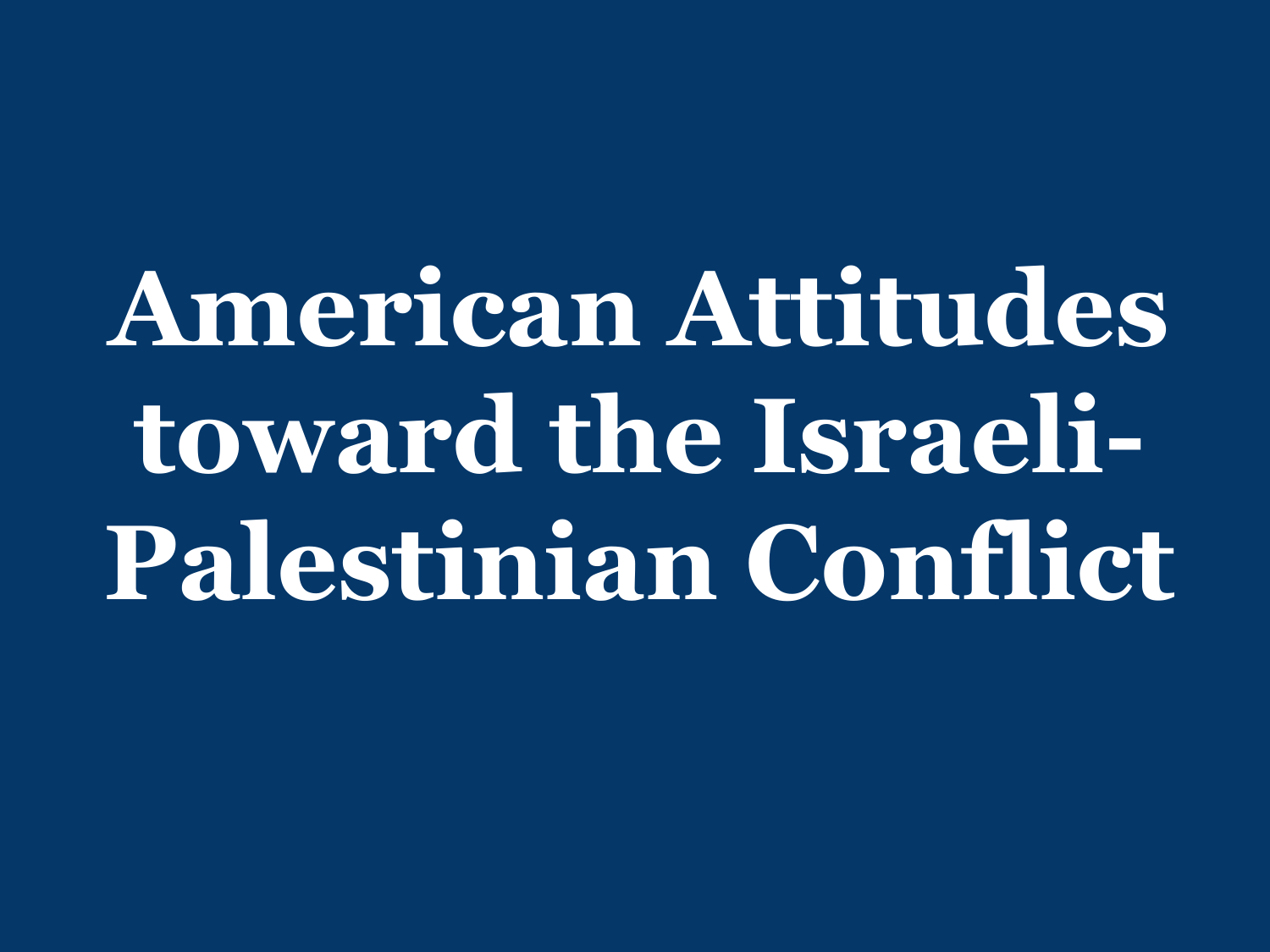# American Attitudes toward the Israeli-Palestinian Conflict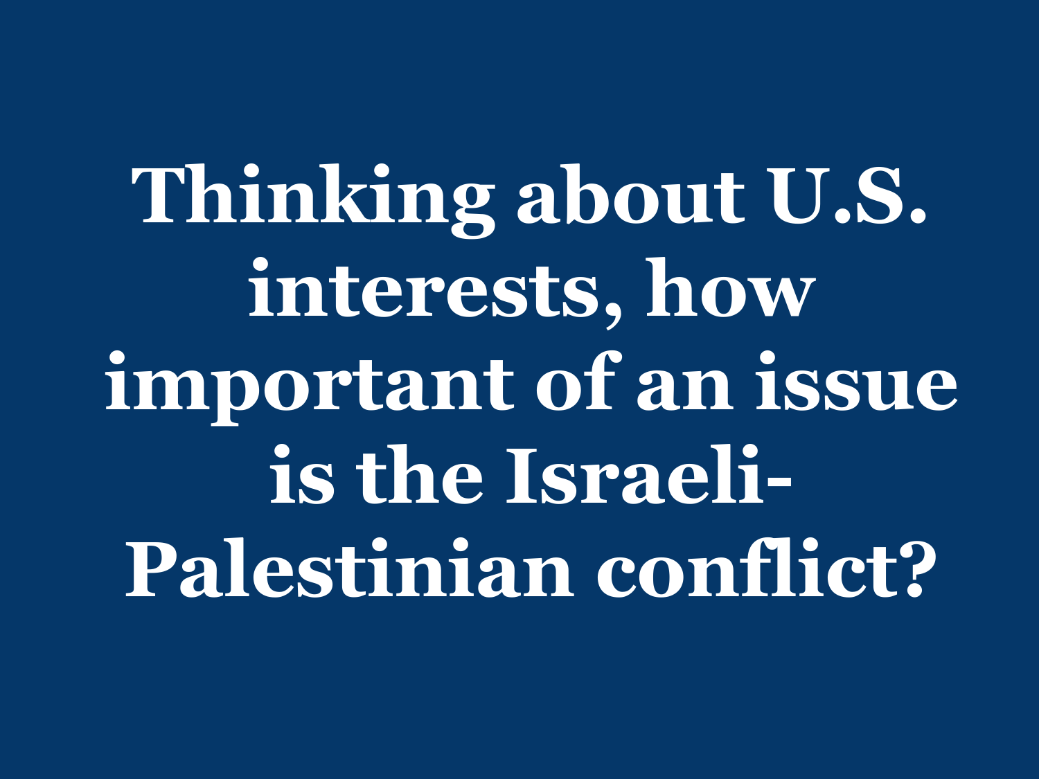# Thinking about U.S. interests, how important of an issue is the Israeli-Palestinian conflict?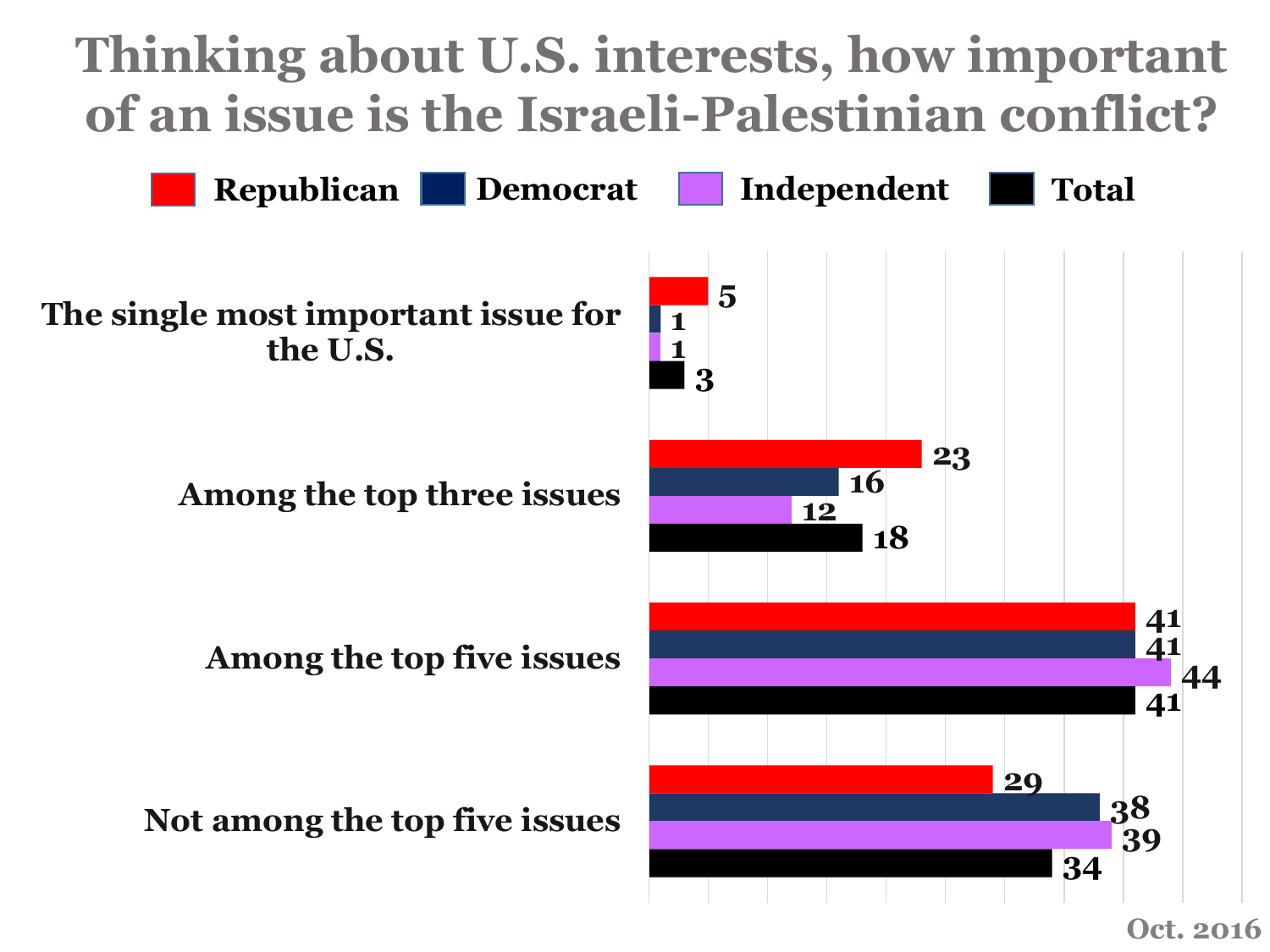# Thinking about U.S. interests, how important of an issue is the Israeli-Palestinian conflict?

| | Republican | Democrat | Independent | Total |
|---|---|---|---|---|
| The single most important issue for the U.S. | 5 | 1 | 1 | 3 |
| Among the top three issues | 23 | 16 | 12 | 18 |
| Among the top five issues | 41 | 41 | 44 | 41 |
| Not among the top five issues | 29 | 38 | 39 | 34 |

Oct. 2016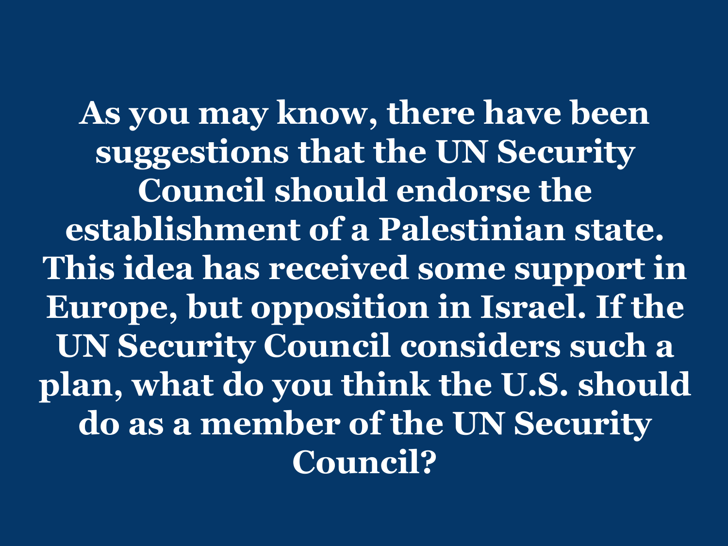**As you may know, there have been suggestions that the UN Security Council should endorse the establishment of a Palestinian state. This idea has received some support in Europe, but opposition in Israel. If the UN Security Council considers such a plan, what do you think the U.S. should do as a member of the UN Security Council?**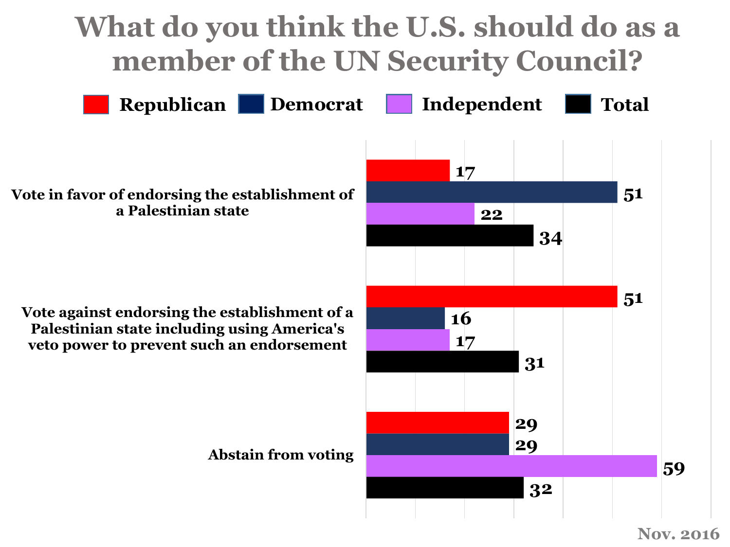# What do you think the U.S. should do as a member of the UN Security Council?

| | Republican | Democrat | Independent | Total |
|---|---|---|---|---|
| Vote in favor of endorsing the establishment of a Palestinian state | 17 | 51 | 22 | 34 |
| Vote against endorsing the establishment of a Palestinian state including using America's veto power to prevent such an endorsement | 51 | 16 | 17 | 31 |
| Abstain from voting | 29 | 29 | 59 | 32 |

Nov. 2016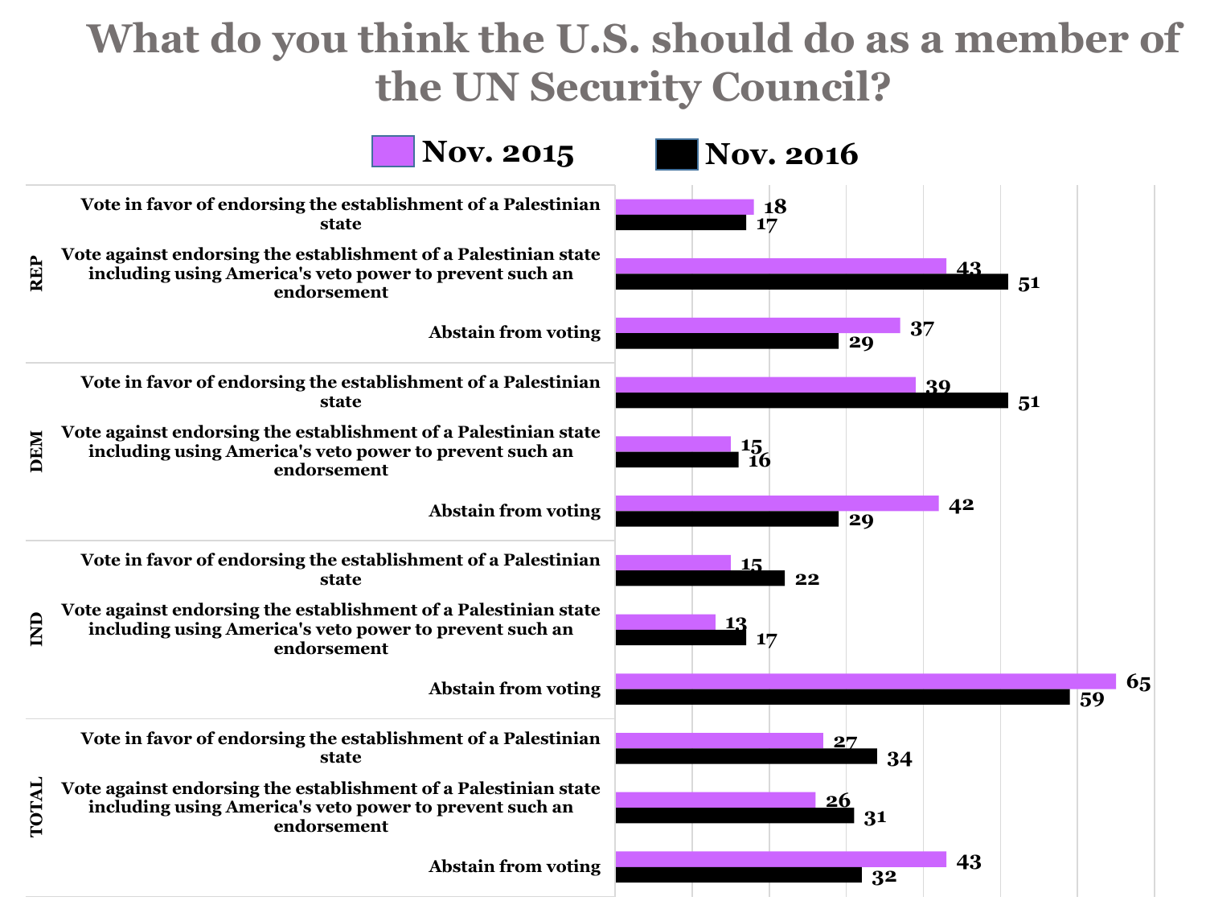# What do you think the U.S. should do as a member of the UN Security Council?

| Group | Response | Nov. 2015 | Nov. 2016 |
|---|---|---|---|
| REP | Vote in favor of endorsing the establishment of a Palestinian state | 18 | 17 |
| | Vote against endorsing the establishment of a Palestinian state including using America's veto power to prevent such an endorsement | 43 | 51 |
| | Abstain from voting | 37 | 29 |
| DEM | Vote in favor of endorsing the establishment of a Palestinian state | 39 | 51 |
| | Vote against endorsing the establishment of a Palestinian state including using America's veto power to prevent such an endorsement | 15 | 16 |
| | Abstain from voting | 42 | 29 |
| IND | Vote in favor of endorsing the establishment of a Palestinian state | 15 | 22 |
| | Vote against endorsing the establishment of a Palestinian state including using America's veto power to prevent such an endorsement | 13 | 17 |
| | Abstain from voting | 65 | 59 |
| TOTAL | Vote in favor of endorsing the establishment of a Palestinian state | 27 | 34 |
| | Vote against endorsing the establishment of a Palestinian state including using America's veto power to prevent such an endorsement | 26 | 31 |
| | Abstain from voting | 43 | 32 |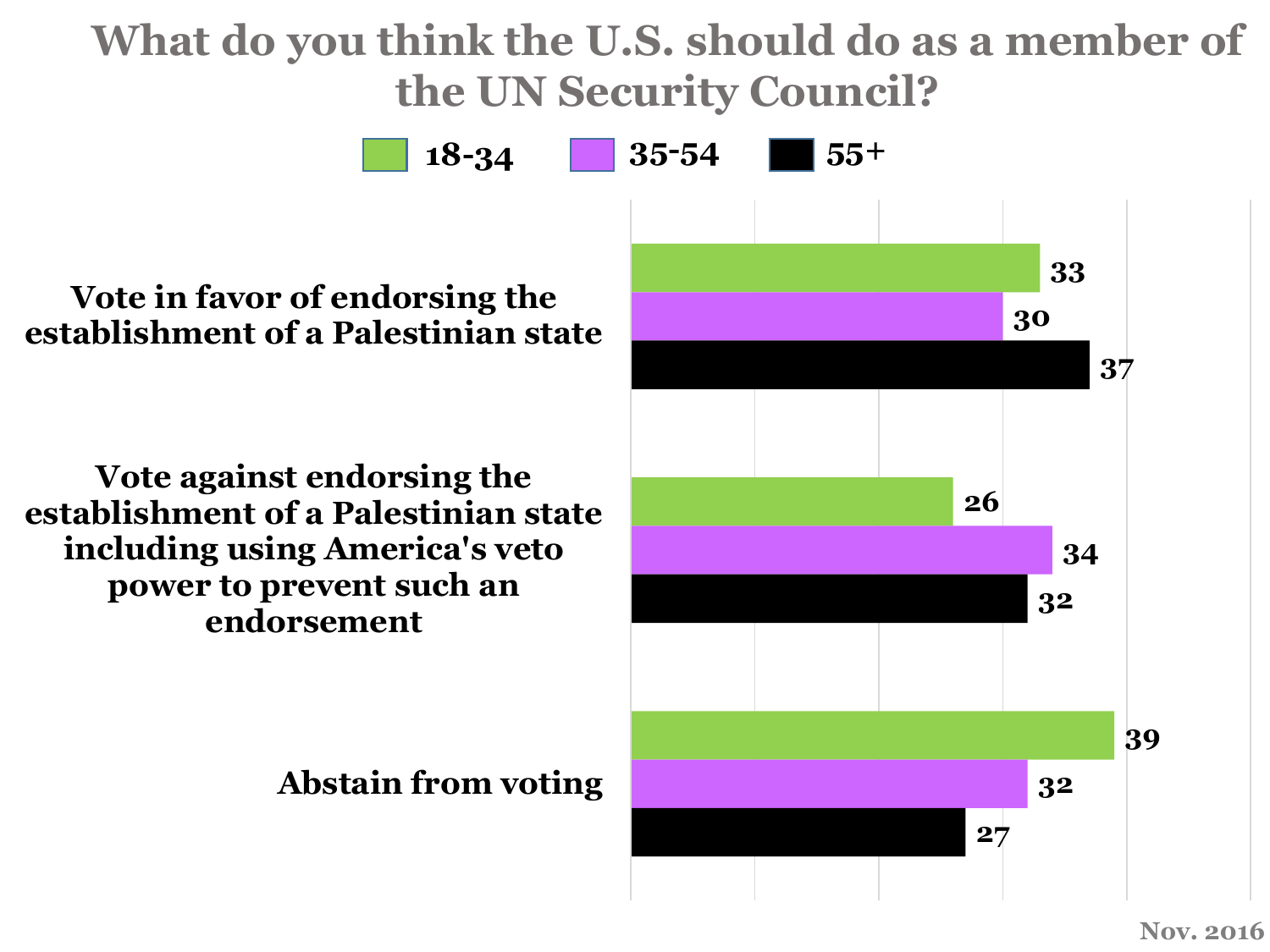# What do you think the U.S. should do as a member of the UN Security Council?

| | 18-34 | 35-54 | 55+ |
|---|---|---|---|
| Vote in favor of endorsing the establishment of a Palestinian state | 33 | 30 | 37 |
| Vote against endorsing the establishment of a Palestinian state including using America's veto power to prevent such an endorsement | 26 | 34 | 32 |
| Abstain from voting | 39 | 32 | 27 |

Nov. 2016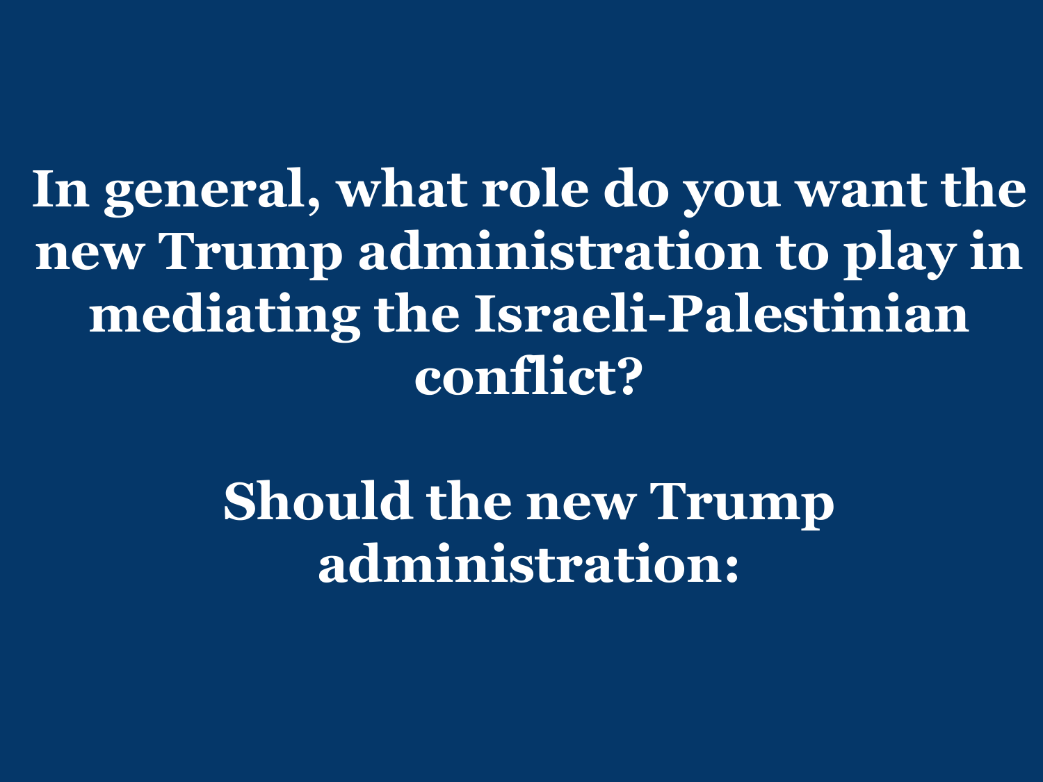# In general, what role do you want the new Trump administration to play in mediating the Israeli-Palestinian conflict?

## Should the new Trump administration: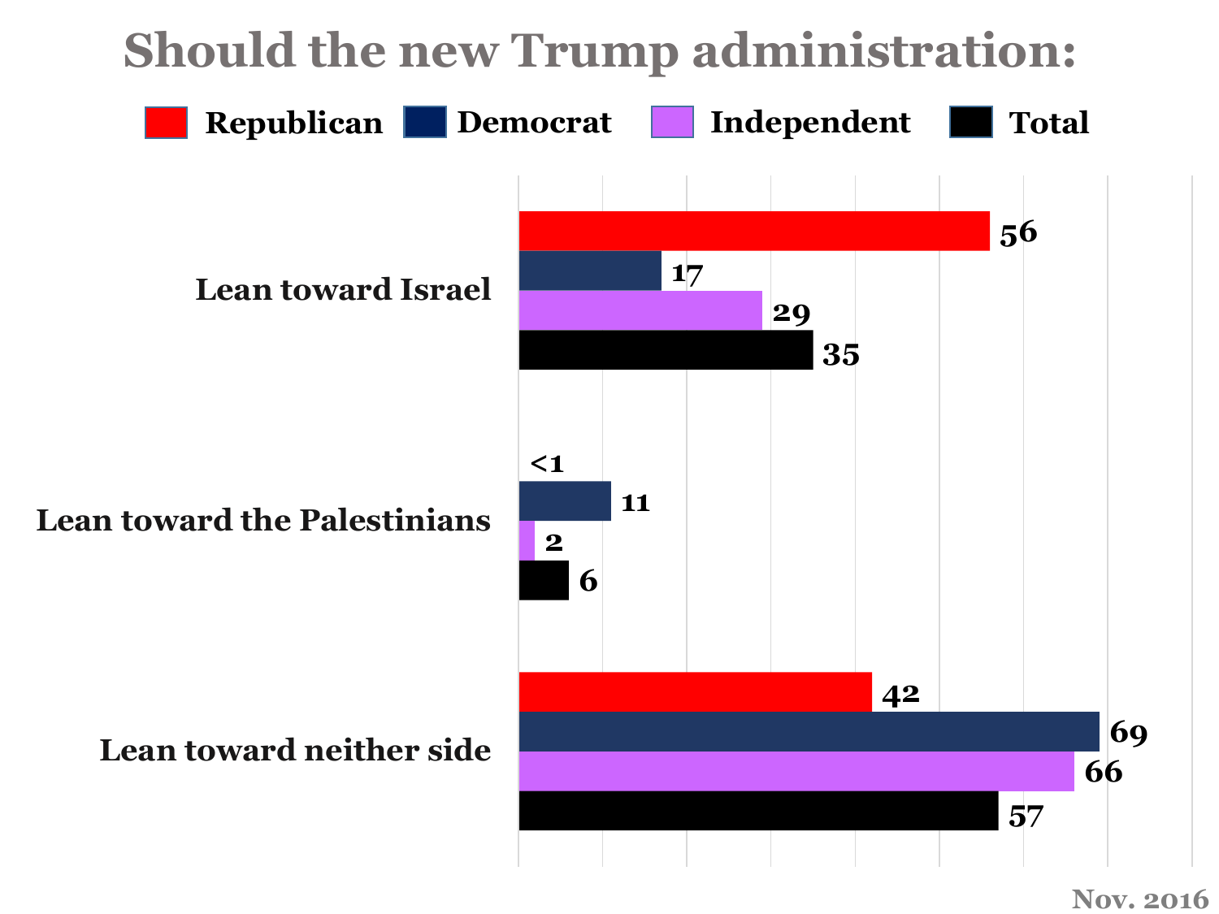# Should the new Trump administration:

| | Republican | Democrat | Independent | Total |
|---|---|---|---|---|
| Lean toward Israel | 56 | 17 | 29 | 35 |
| Lean toward the Palestinians | <1 | 11 | 2 | 6 |
| Lean toward neither side | 42 | 69 | 66 | 57 |

Nov. 2016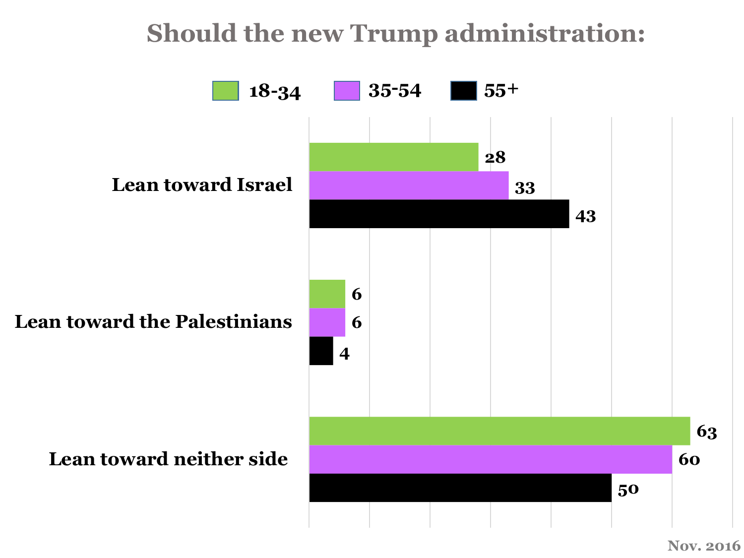## Should the new Trump administration:

| | 18-34 | 35-54 | 55+ |
|---|---|---|---|
| Lean toward Israel | 28 | 33 | 43 |
| Lean toward the Palestinians | 6 | 6 | 4 |
| Lean toward neither side | 63 | 60 | 50 |

Nov. 2016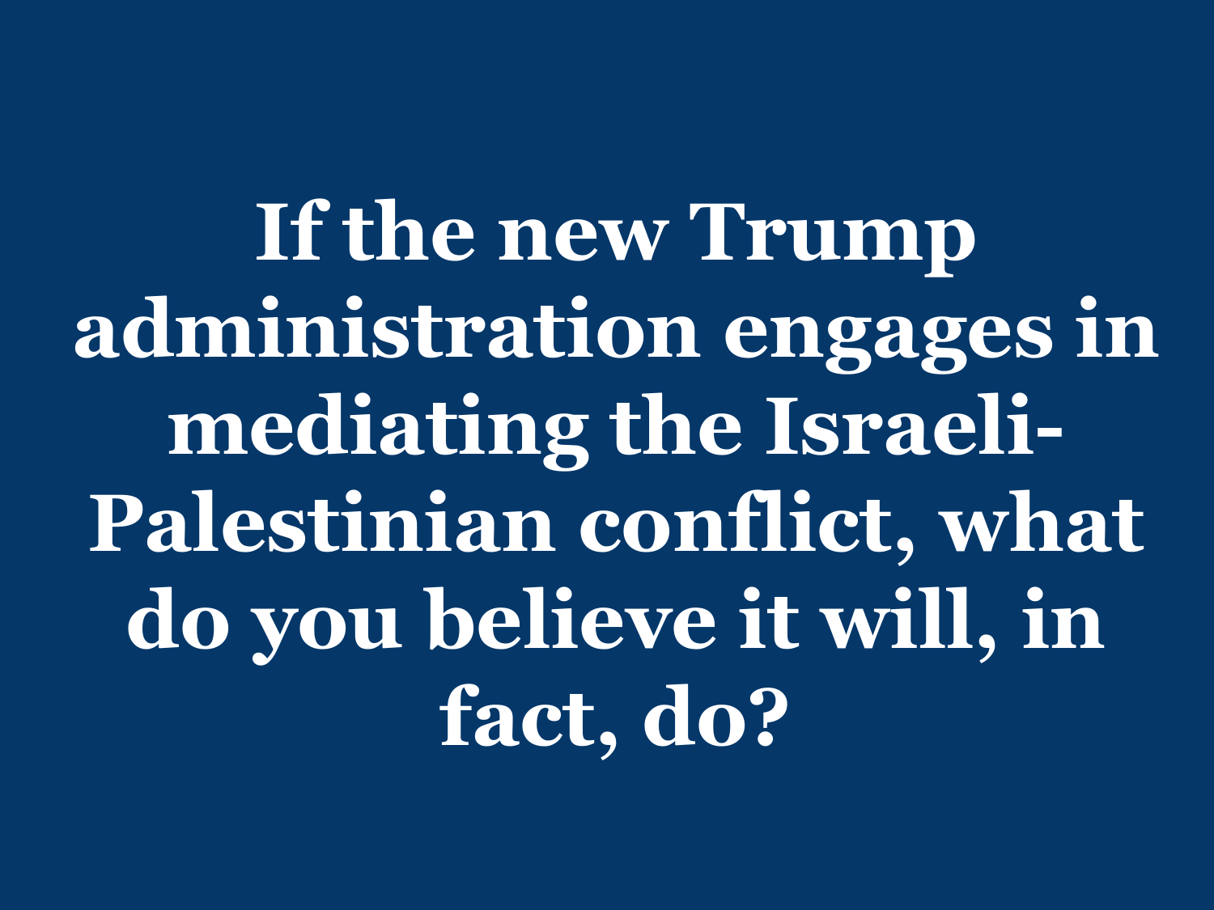# If the new Trump administration engages in mediating the Israeli-Palestinian conflict, what do you believe it will, in fact, do?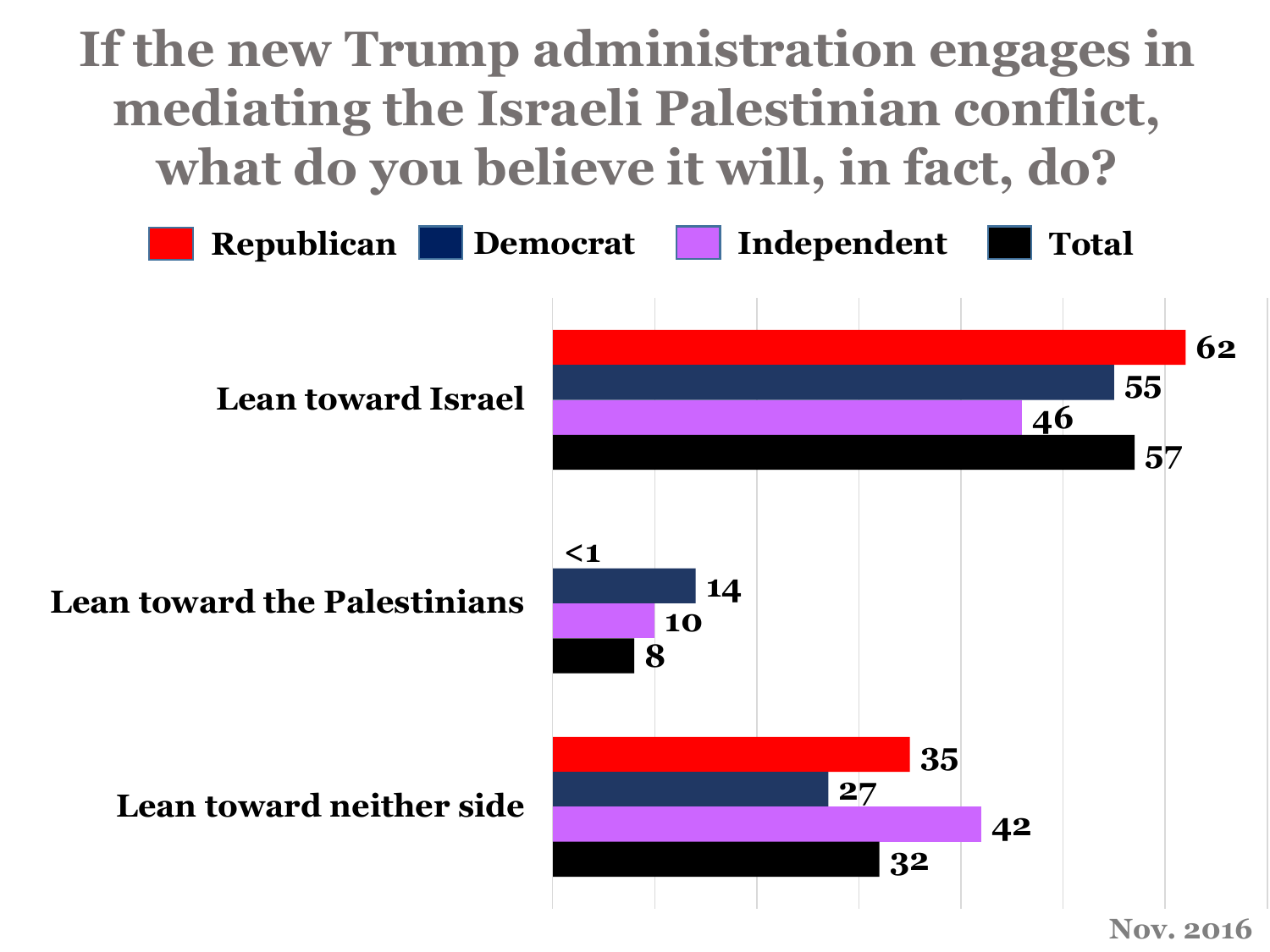# If the new Trump administration engages in mediating the Israeli Palestinian conflict, what do you believe it will, in fact, do?

| | Republican | Democrat | Independent | Total |
|---|---|---|---|---|
| Lean toward Israel | 62 | 55 | 46 | 57 |
| Lean toward the Palestinians | <1 | 14 | 10 | 8 |
| Lean toward neither side | 35 | 27 | 42 | 32 |

Nov. 2016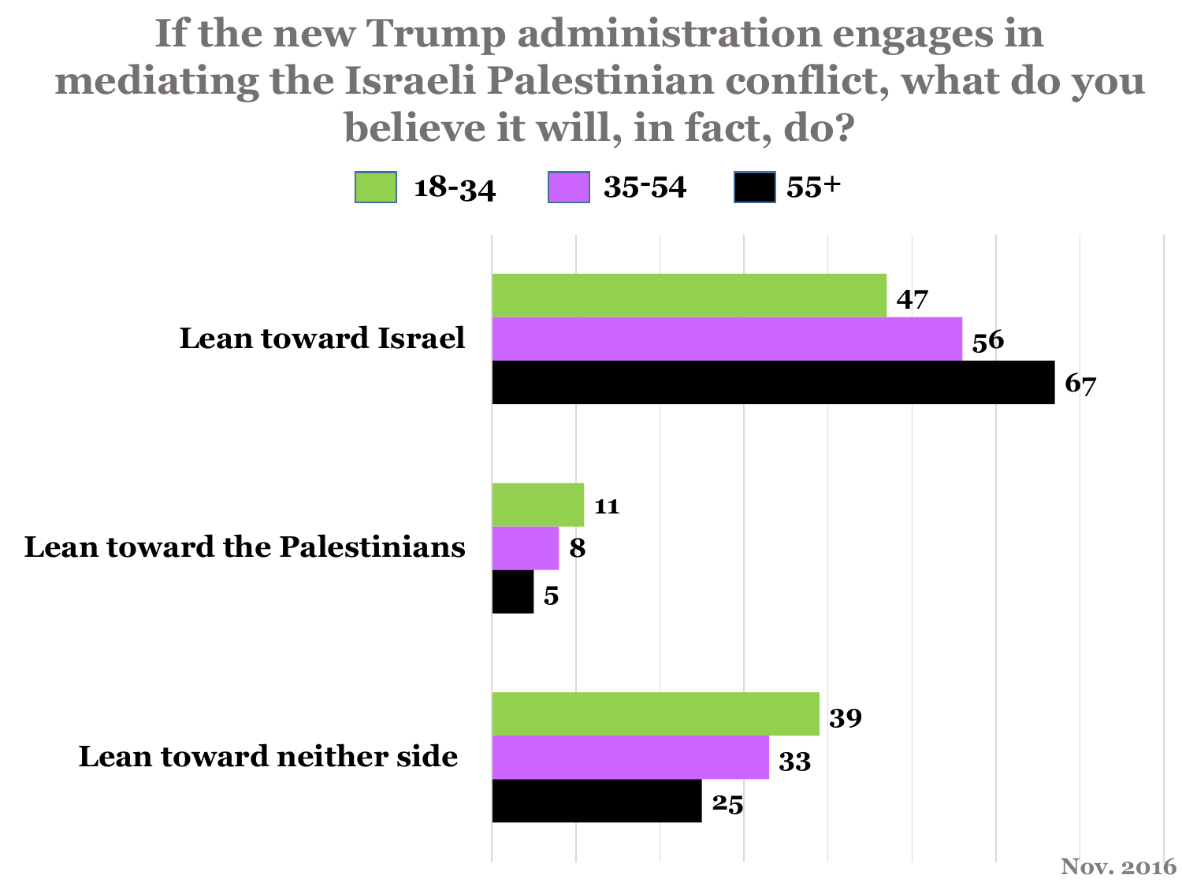# If the new Trump administration engages in mediating the Israeli Palestinian conflict, what do you believe it will, in fact, do?

| | 18-34 | 35-54 | 55+ |
|---|---|---|---|
| Lean toward Israel | 47 | 56 | 67 |
| Lean toward the Palestinians | 11 | 8 | 5 |
| Lean toward neither side | 39 | 33 | 25 |

Nov. 2016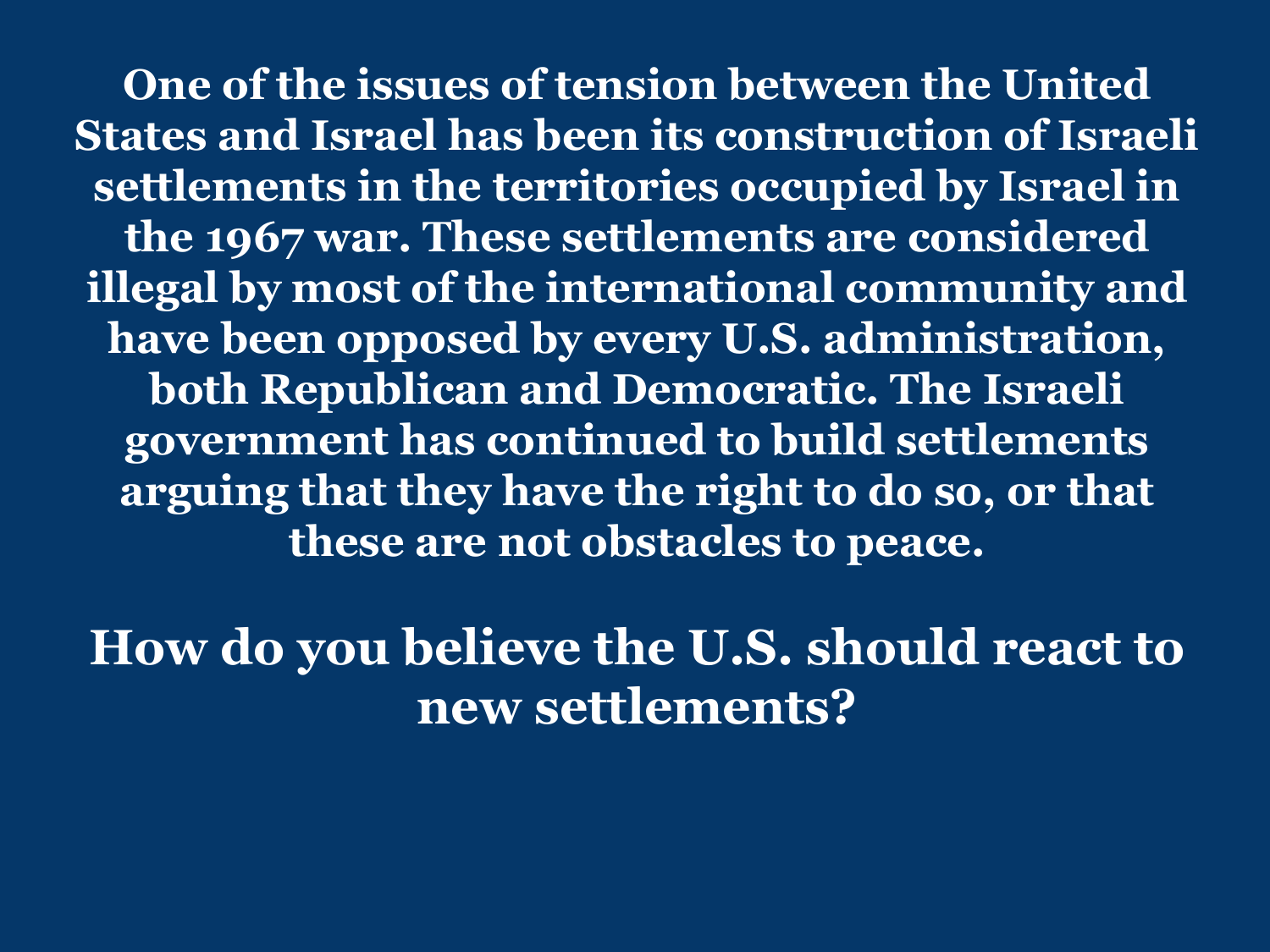**One of the issues of tension between the United States and Israel has been its construction of Israeli settlements in the territories occupied by Israel in the 1967 war. These settlements are considered illegal by most of the international community and have been opposed by every U.S. administration, both Republican and Democratic. The Israeli government has continued to build settlements arguing that they have the right to do so, or that these are not obstacles to peace.**

## How do you believe the U.S. should react to new settlements?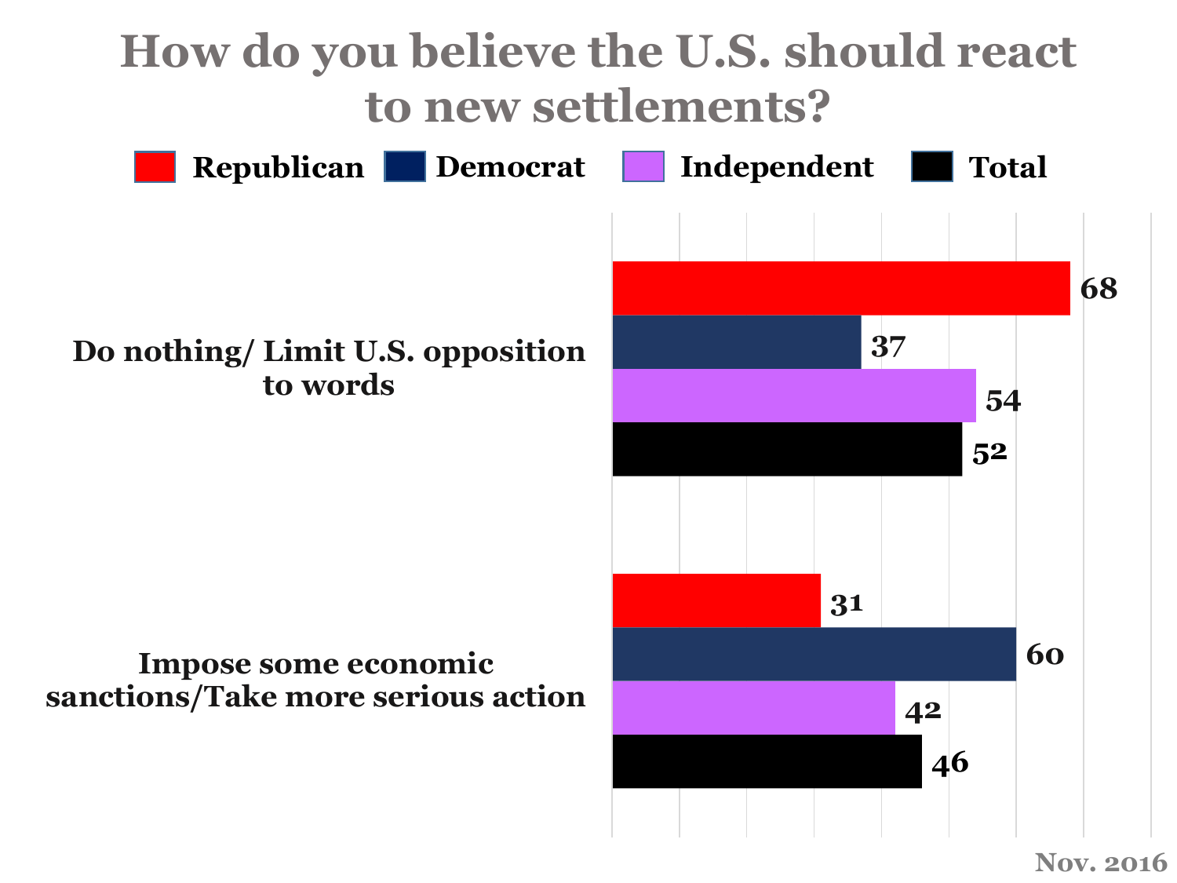# How do you believe the U.S. should react to new settlements?

| | Republican | Democrat | Independent | Total |
|---|---|---|---|---|
| Do nothing/ Limit U.S. opposition to words | 68 | 37 | 54 | 52 |
| Impose some economic sanctions/Take more serious action | 31 | 60 | 42 | 46 |

Nov. 2016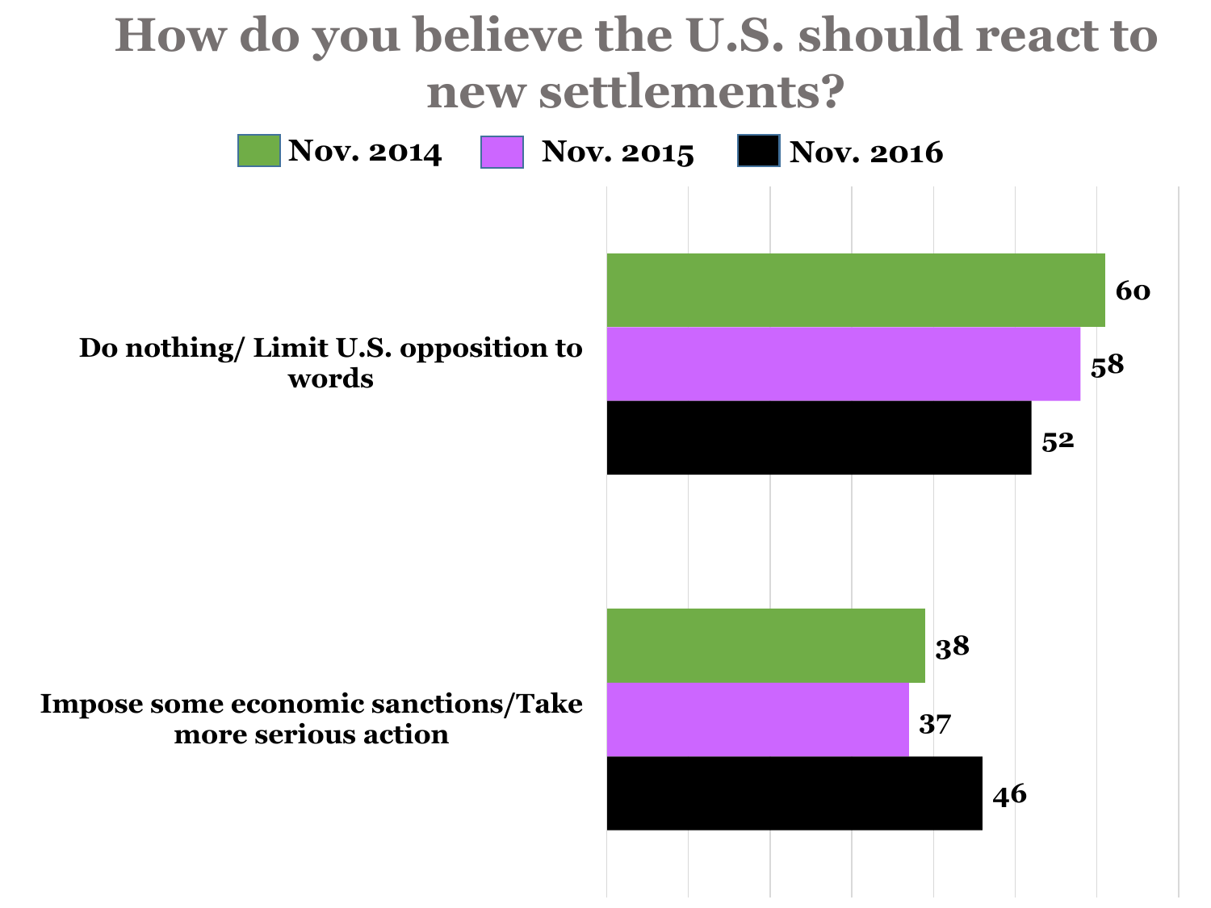# How do you believe the U.S. should react to new settlements?

| | Nov. 2014 | Nov. 2015 | Nov. 2016 |
|---|---|---|---|
| Do nothing/ Limit U.S. opposition to words | 60 | 58 | 52 |
| Impose some economic sanctions/Take more serious action | 38 | 37 | 46 |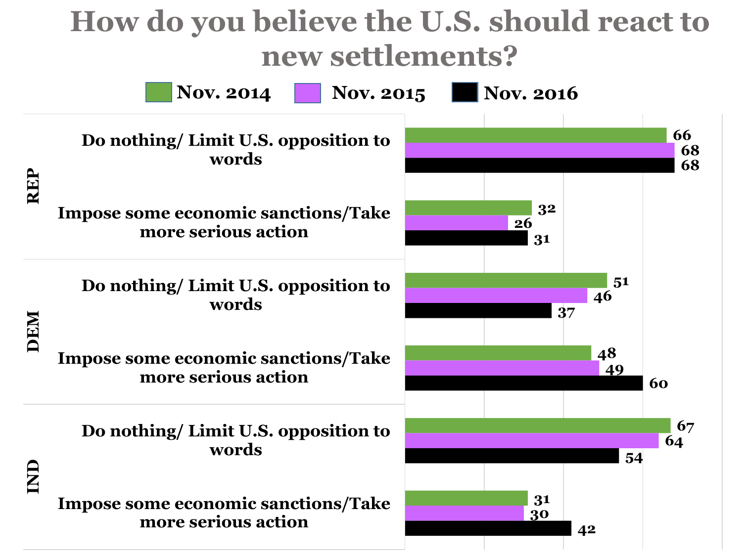# How do you believe the U.S. should react to new settlements?

| Party | Response | Nov. 2014 | Nov. 2015 | Nov. 2016 |
| --- | --- | --- | --- | --- |
| REP | Do nothing/ Limit U.S. opposition to words | 66 | 68 | 68 |
| REP | Impose some economic sanctions/Take more serious action | 32 | 26 | 31 |
| DEM | Do nothing/ Limit U.S. opposition to words | 51 | 46 | 37 |
| DEM | Impose some economic sanctions/Take more serious action | 48 | 49 | 60 |
| IND | Do nothing/ Limit U.S. opposition to words | 67 | 64 | 54 |
| IND | Impose some economic sanctions/Take more serious action | 31 | 30 | 42 |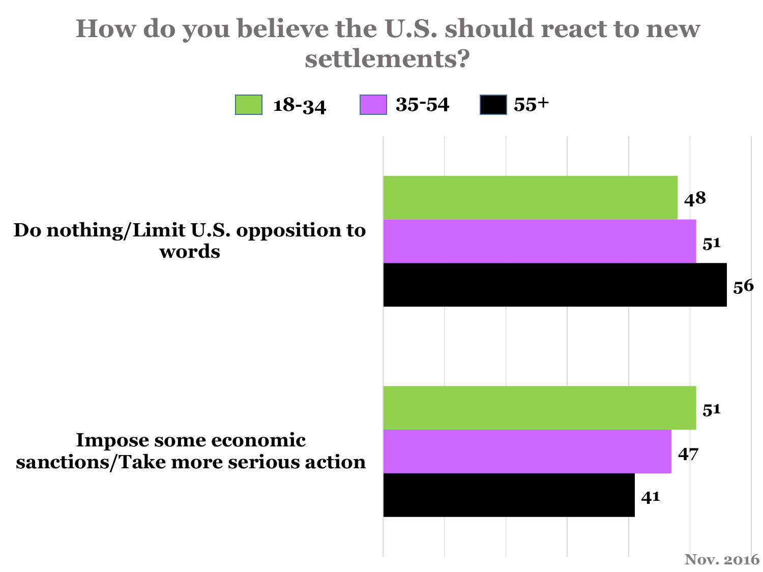# How do you believe the U.S. should react to new settlements?

| | 18-34 | 35-54 | 55+ |
|---|---|---|---|
| Do nothing/Limit U.S. opposition to words | 48 | 51 | 56 |
| Impose some economic sanctions/Take more serious action | 51 | 47 | 41 |

Nov. 2016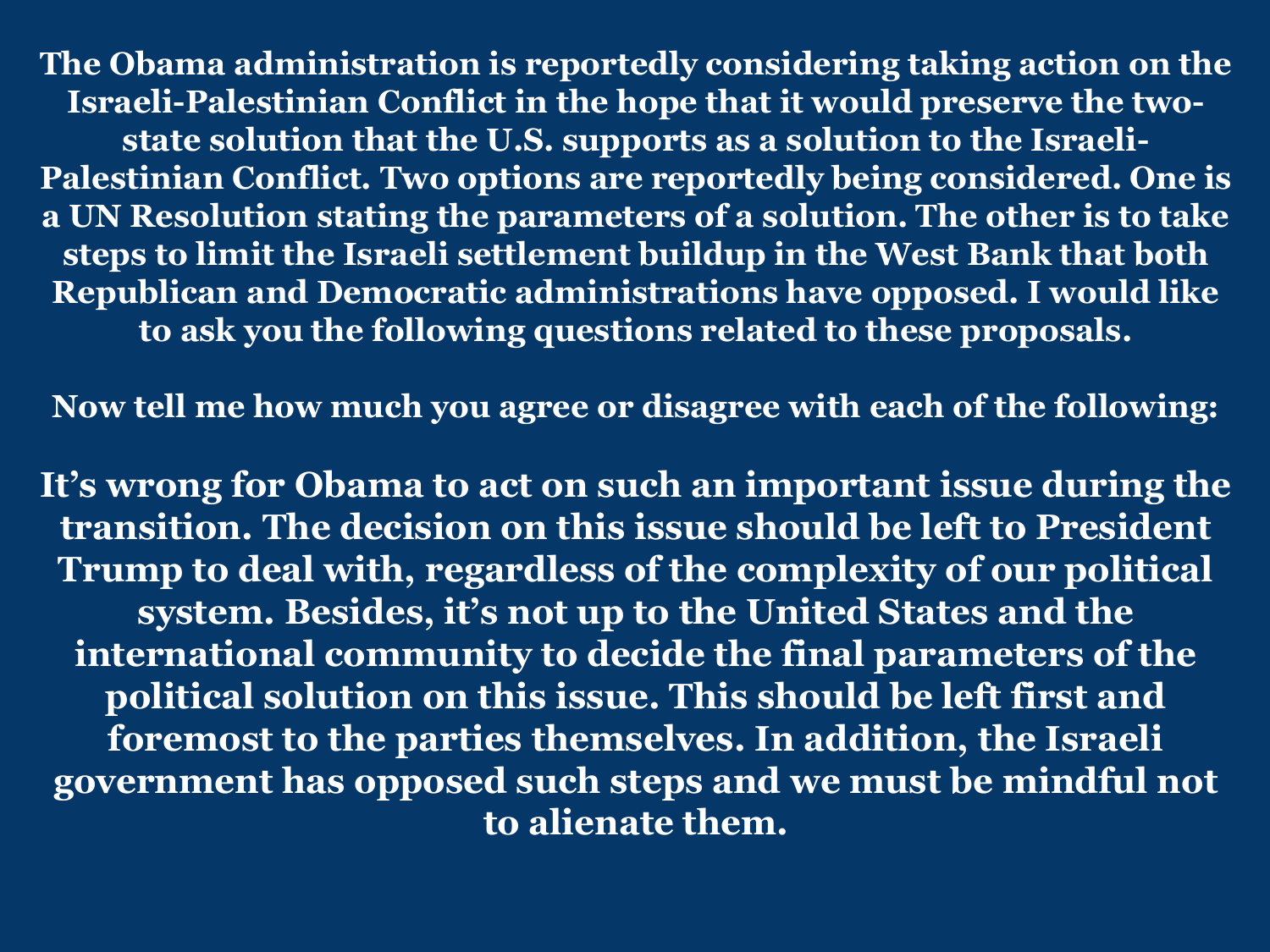**The Obama administration is reportedly considering taking action on the Israeli-Palestinian Conflict in the hope that it would preserve the two-state solution that the U.S. supports as a solution to the Israeli-Palestinian Conflict. Two options are reportedly being considered. One is a UN Resolution stating the parameters of a solution. The other is to take steps to limit the Israeli settlement buildup in the West Bank that both Republican and Democratic administrations have opposed. I would like to ask you the following questions related to these proposals.**

**Now tell me how much you agree or disagree with each of the following:**

**It's wrong for Obama to act on such an important issue during the transition. The decision on this issue should be left to President Trump to deal with, regardless of the complexity of our political system. Besides, it's not up to the United States and the international community to decide the final parameters of the political solution on this issue. This should be left first and foremost to the parties themselves. In addition, the Israeli government has opposed such steps and we must be mindful not to alienate them.**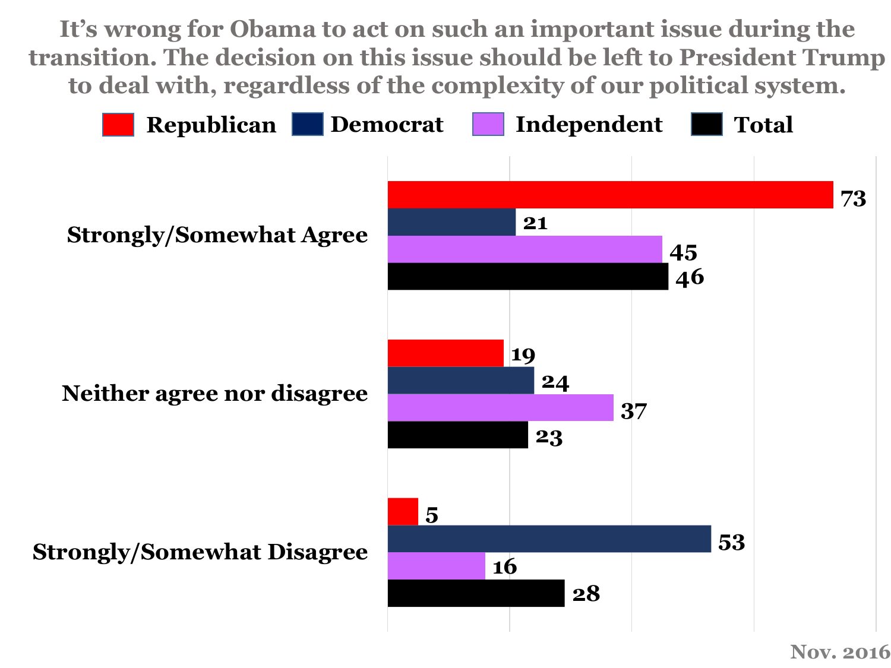# It's wrong for Obama to act on such an important issue during the transition. The decision on this issue should be left to President Trump to deal with, regardless of the complexity of our political system.

| | Republican | Democrat | Independent | Total |
|---|---|---|---|---|
| Strongly/Somewhat Agree | 73 | 21 | 45 | 46 |
| Neither agree nor disagree | 19 | 24 | 37 | 23 |
| Strongly/Somewhat Disagree | 5 | 53 | 16 | 28 |

Nov. 2016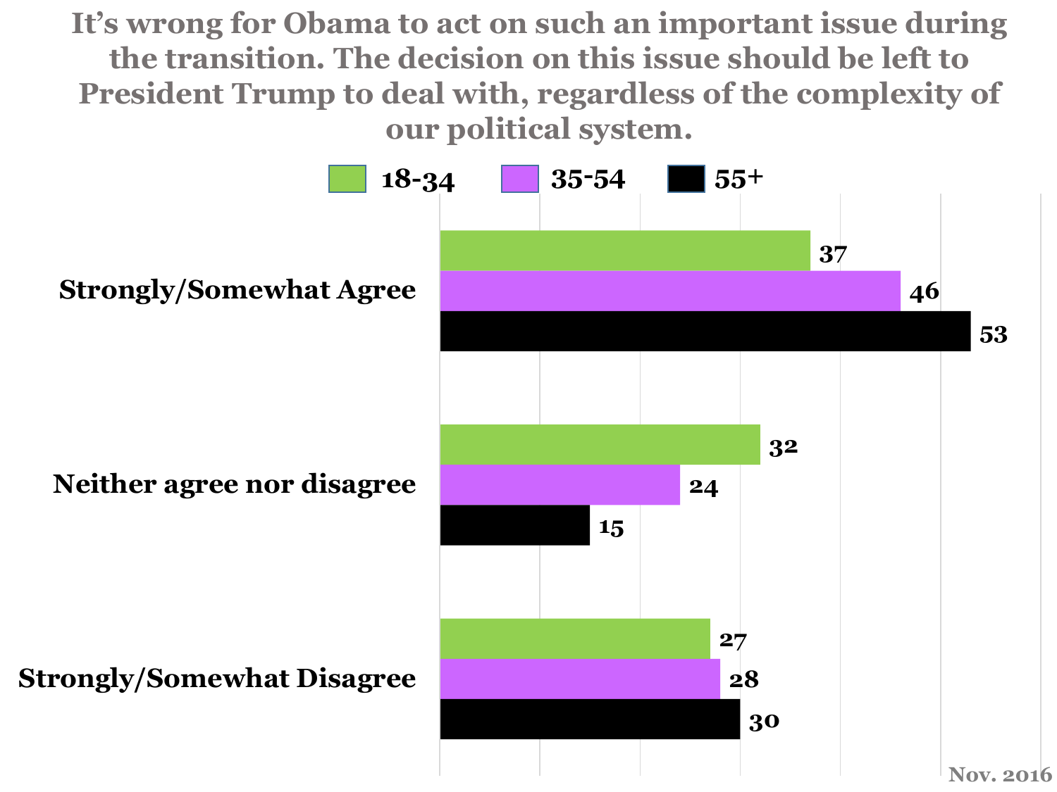## It's wrong for Obama to act on such an important issue during the transition. The decision on this issue should be left to President Trump to deal with, regardless of the complexity of our political system.

| | 18-34 | 35-54 | 55+ |
|---|---|---|---|
| Strongly/Somewhat Agree | 37 | 46 | 53 |
| Neither agree nor disagree | 32 | 24 | 15 |
| Strongly/Somewhat Disagree | 27 | 28 | 30 |

Nov. 2016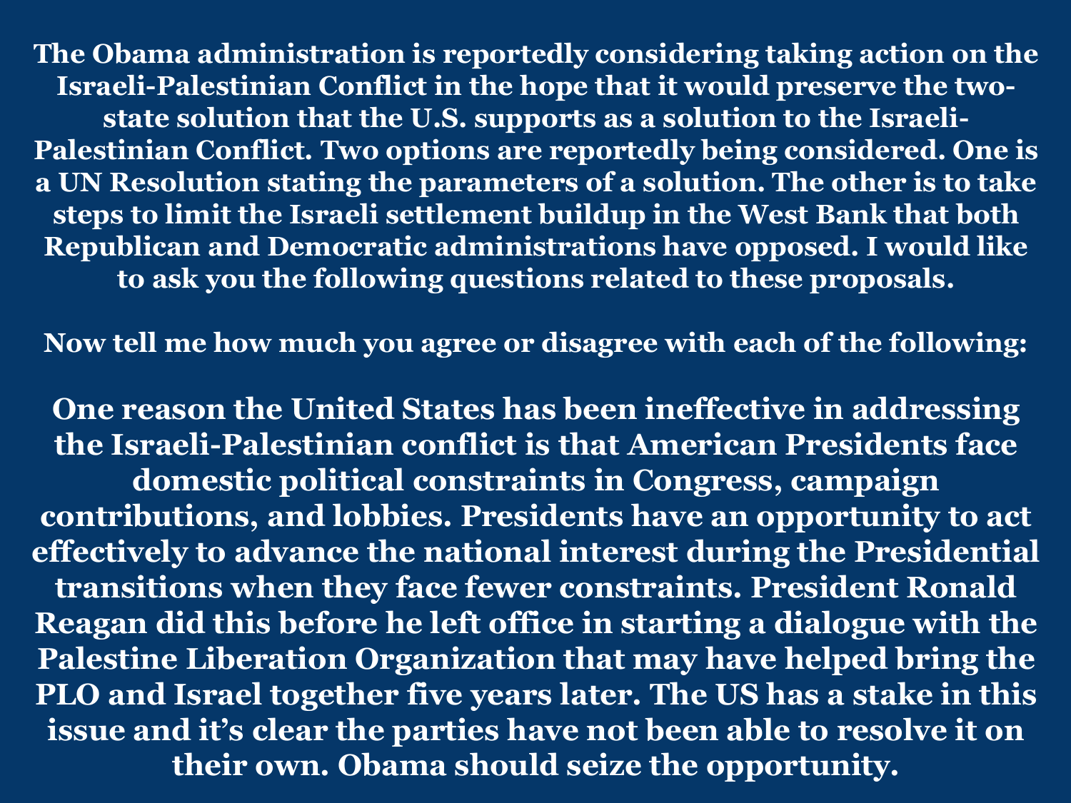**The Obama administration is reportedly considering taking action on the Israeli-Palestinian Conflict in the hope that it would preserve the two-state solution that the U.S. supports as a solution to the Israeli-Palestinian Conflict. Two options are reportedly being considered. One is a UN Resolution stating the parameters of a solution. The other is to take steps to limit the Israeli settlement buildup in the West Bank that both Republican and Democratic administrations have opposed. I would like to ask you the following questions related to these proposals.**

**Now tell me how much you agree or disagree with each of the following:**

**One reason the United States has been ineffective in addressing the Israeli-Palestinian conflict is that American Presidents face domestic political constraints in Congress, campaign contributions, and lobbies. Presidents have an opportunity to act effectively to advance the national interest during the Presidential transitions when they face fewer constraints. President Ronald Reagan did this before he left office in starting a dialogue with the Palestine Liberation Organization that may have helped bring the PLO and Israel together five years later. The US has a stake in this issue and it's clear the parties have not been able to resolve it on their own. Obama should seize the opportunity.**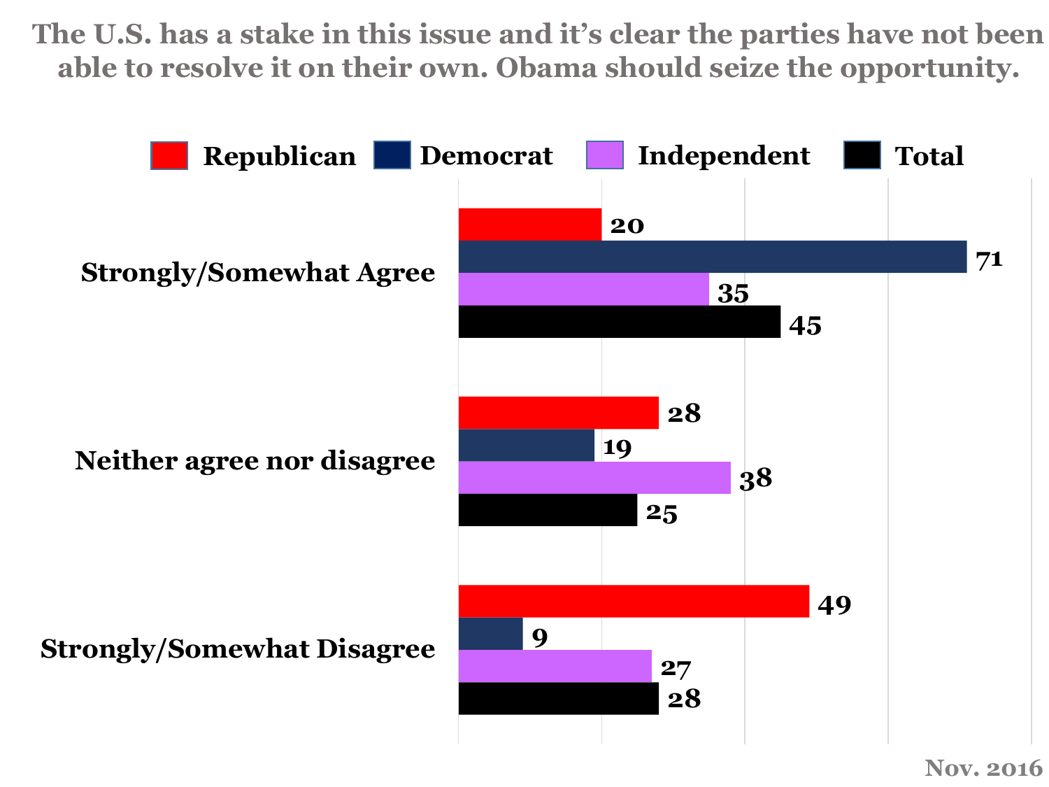**The U.S. has a stake in this issue and it's clear the parties have not been able to resolve it on their own. Obama should seize the opportunity.**

| | Republican | Democrat | Independent | Total |
|---|---|---|---|---|
| Strongly/Somewhat Agree | 20 | 71 | 35 | 45 |
| Neither agree nor disagree | 28 | 19 | 38 | 25 |
| Strongly/Somewhat Disagree | 49 | 9 | 27 | 28 |

Nov. 2016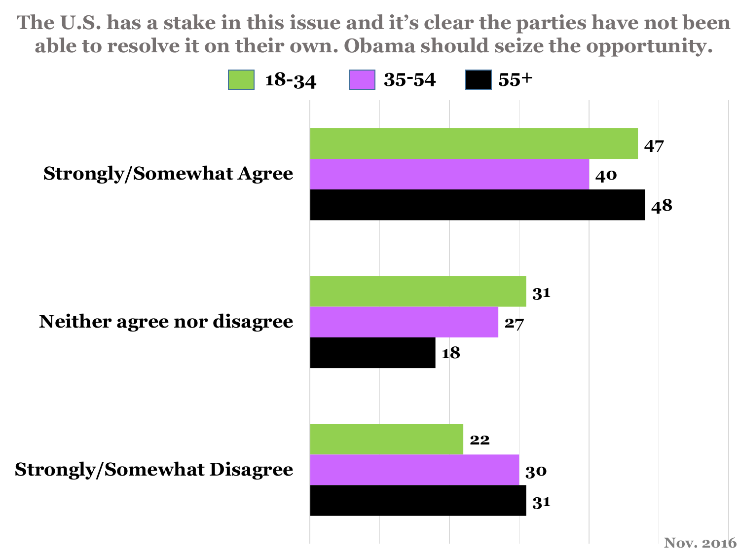## The U.S. has a stake in this issue and it's clear the parties have not been able to resolve it on their own. Obama should seize the opportunity.

| | 18-34 | 35-54 | 55+ |
|---|---|---|---|
| Strongly/Somewhat Agree | 47 | 40 | 48 |
| Neither agree nor disagree | 31 | 27 | 18 |
| Strongly/Somewhat Disagree | 22 | 30 | 31 |

Nov. 2016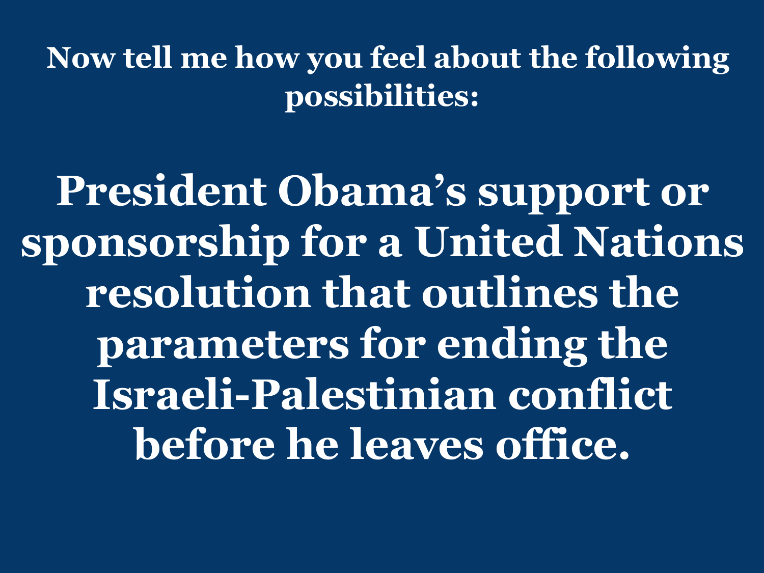## Now tell me how you feel about the following possibilities:

# President Obama's support or sponsorship for a United Nations resolution that outlines the parameters for ending the Israeli-Palestinian conflict before he leaves office.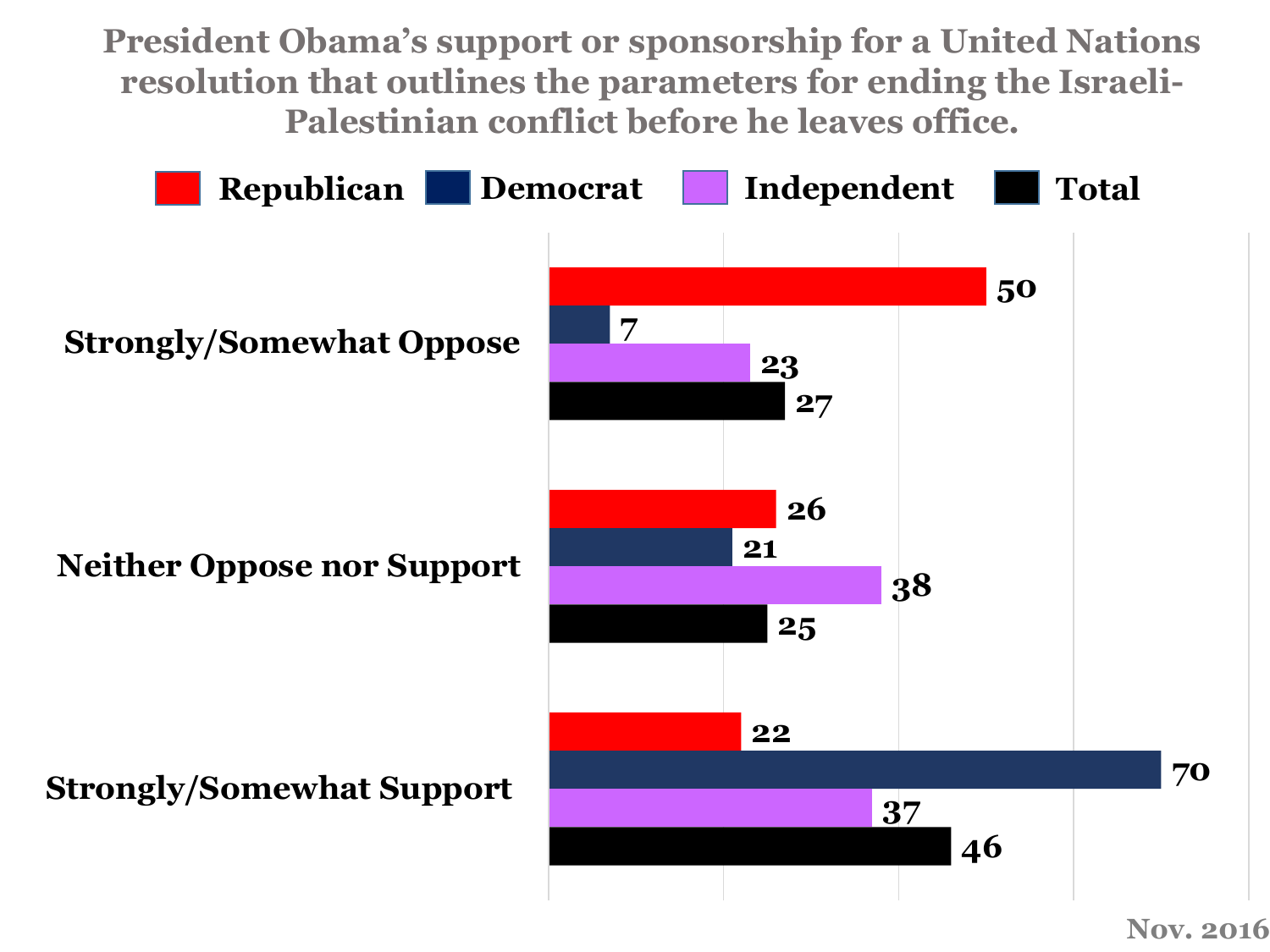# President Obama's support or sponsorship for a United Nations resolution that outlines the parameters for ending the Israeli-Palestinian conflict before he leaves office.

| | Republican | Democrat | Independent | Total |
|---|---|---|---|---|
| Strongly/Somewhat Oppose | 50 | 7 | 23 | 27 |
| Neither Oppose nor Support | 26 | 21 | 38 | 25 |
| Strongly/Somewhat Support | 22 | 70 | 37 | 46 |

Nov. 2016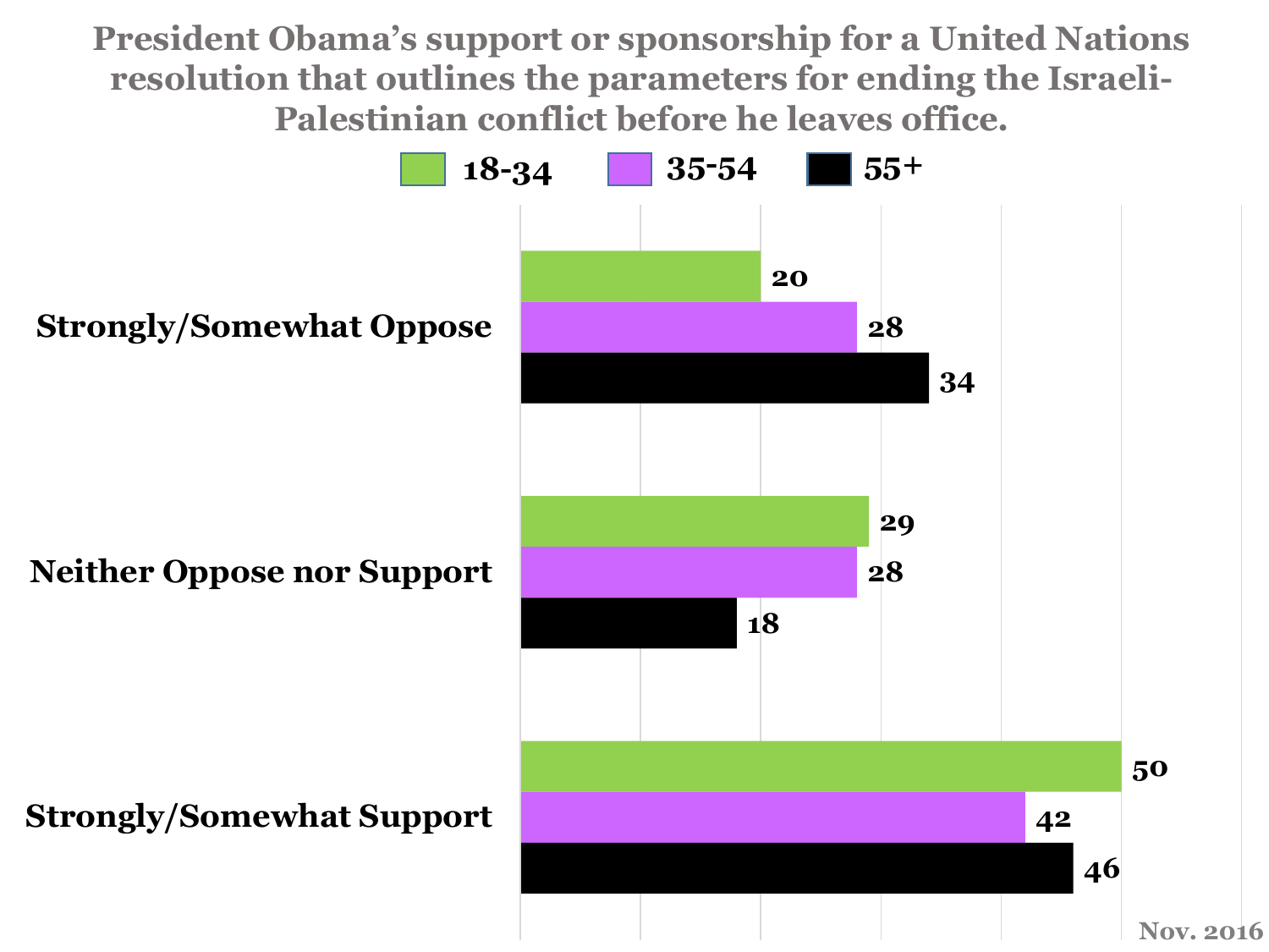## President Obama's support or sponsorship for a United Nations resolution that outlines the parameters for ending the Israeli-Palestinian conflict before he leaves office.

| | 18-34 | 35-54 | 55+ |
|---|---|---|---|
| Strongly/Somewhat Oppose | 20 | 28 | 34 |
| Neither Oppose nor Support | 29 | 28 | 18 |
| Strongly/Somewhat Support | 50 | 42 | 46 |

Nov. 2016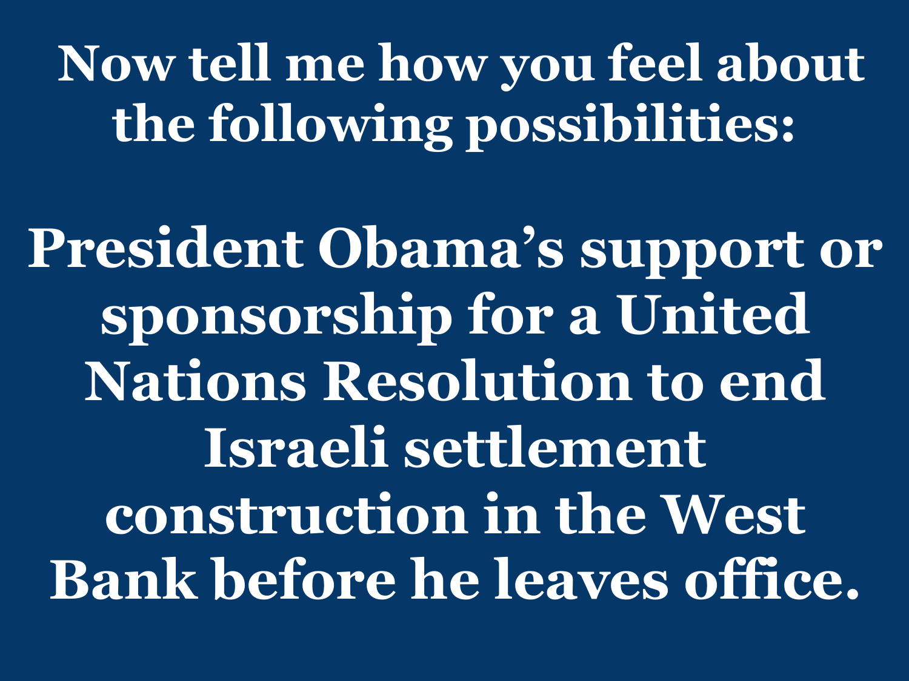# Now tell me how you feel about the following possibilities:

# President Obama's support or sponsorship for a United Nations Resolution to end Israeli settlement construction in the West Bank before he leaves office.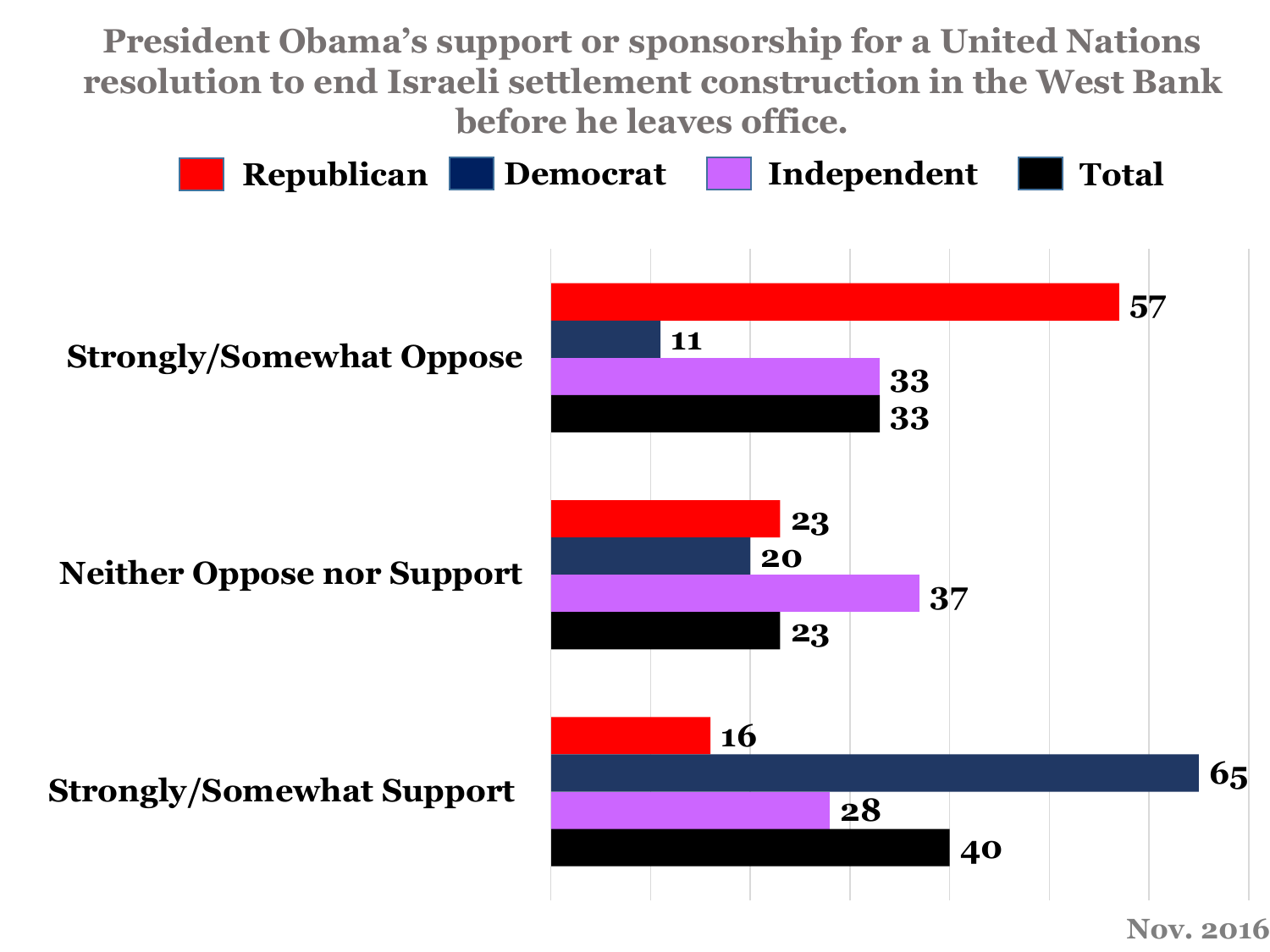## President Obama's support or sponsorship for a United Nations resolution to end Israeli settlement construction in the West Bank before he leaves office.

| | Republican | Democrat | Independent | Total |
|---|---|---|---|---|
| Strongly/Somewhat Oppose | 57 | 11 | 33 | 33 |
| Neither Oppose nor Support | 23 | 20 | 37 | 23 |
| Strongly/Somewhat Support | 16 | 65 | 28 | 40 |

Nov. 2016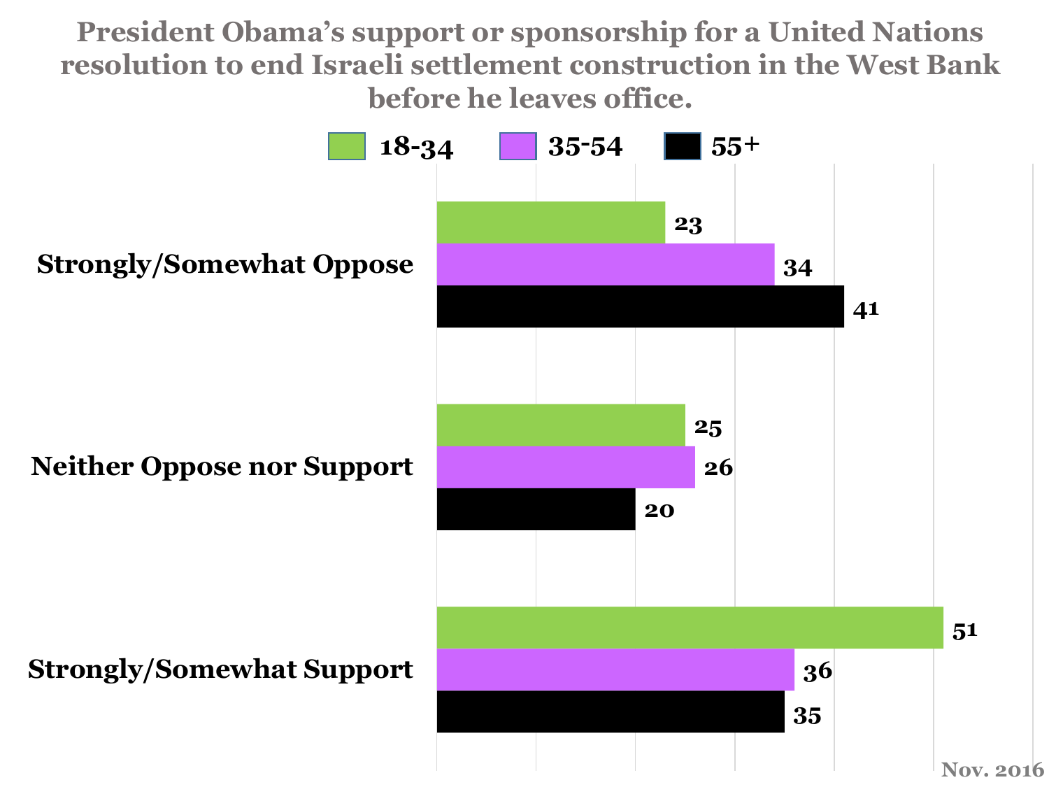## President Obama's support or sponsorship for a United Nations resolution to end Israeli settlement construction in the West Bank before he leaves office.

| | 18-34 | 35-54 | 55+ |
|---|---|---|---|
| Strongly/Somewhat Oppose | 23 | 34 | 41 |
| Neither Oppose nor Support | 25 | 26 | 20 |
| Strongly/Somewhat Support | 51 | 36 | 35 |

Nov. 2016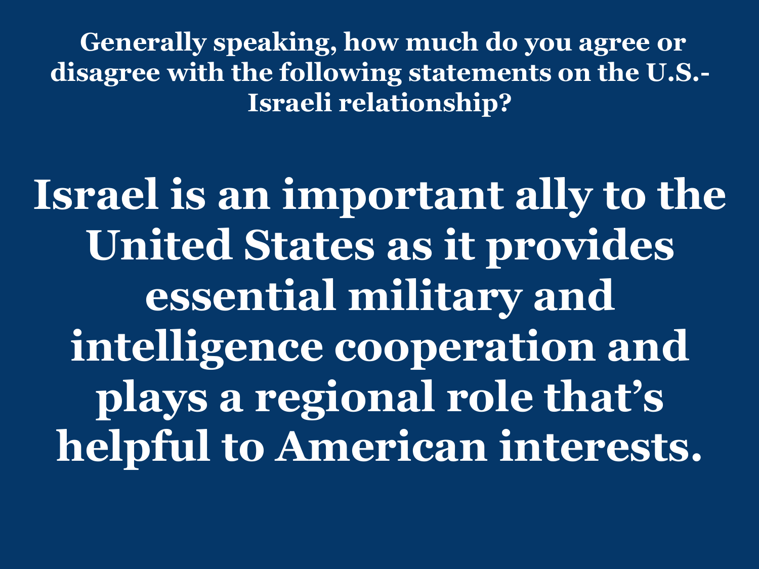**Generally speaking, how much do you agree or disagree with the following statements on the U.S.-Israeli relationship?**

# Israel is an important ally to the United States as it provides essential military and intelligence cooperation and plays a regional role that's helpful to American interests.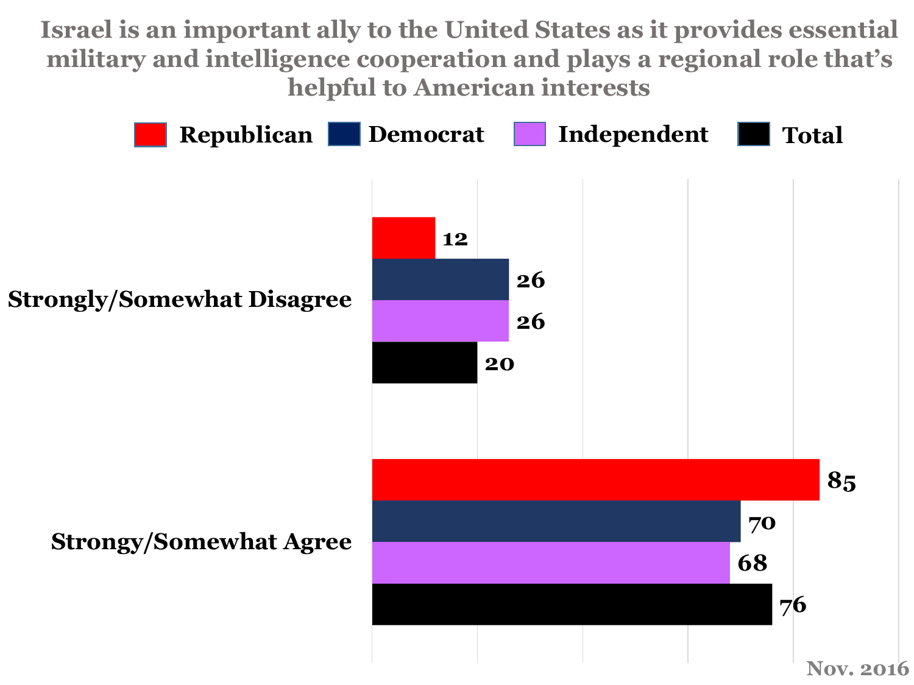# Israel is an important ally to the United States as it provides essential military and intelligence cooperation and plays a regional role that's helpful to American interests

| | Republican | Democrat | Independent | Total |
|---|---|---|---|---|
| Strongly/Somewhat Disagree | 12 | 26 | 26 | 20 |
| Strongy/Somewhat Agree | 85 | 70 | 68 | 76 |

Nov. 2016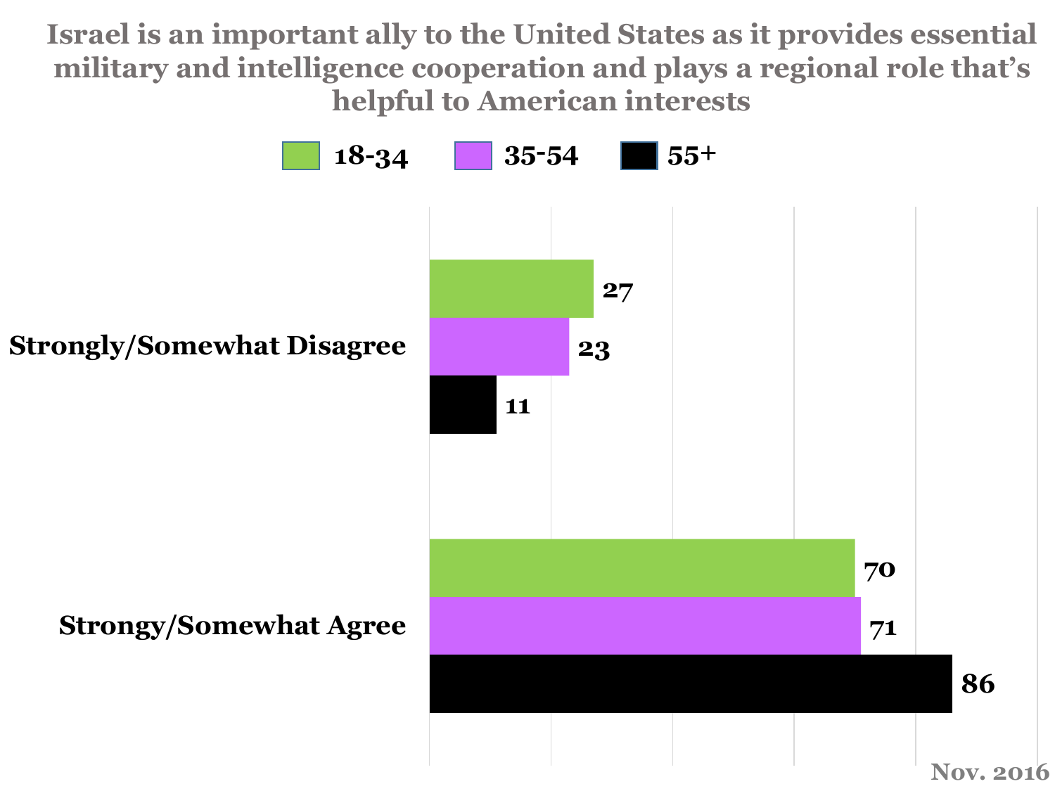## Israel is an important ally to the United States as it provides essential military and intelligence cooperation and plays a regional role that's helpful to American interests

| | 18-34 | 35-54 | 55+ |
|---|---|---|---|
| Strongly/Somewhat Disagree | 27 | 23 | 11 |
| Strongy/Somewhat Agree | 70 | 71 | 86 |

Nov. 2016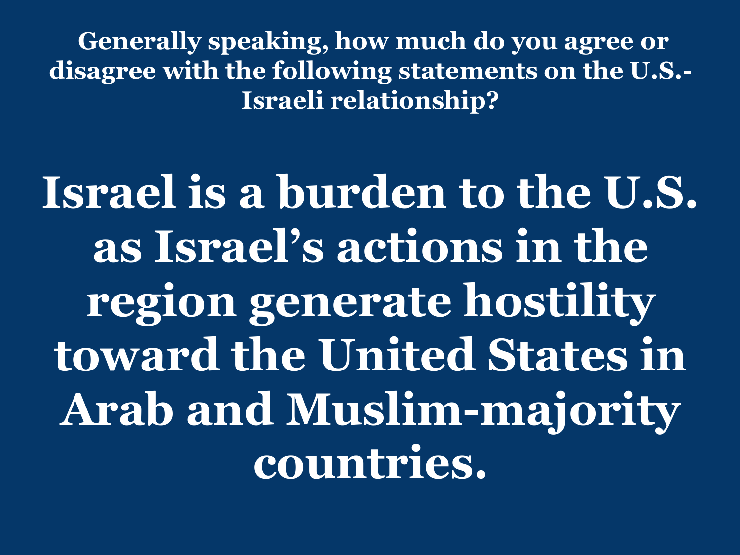**Generally speaking, how much do you agree or disagree with the following statements on the U.S.-Israeli relationship?**

# Israel is a burden to the U.S. as Israel's actions in the region generate hostility toward the United States in Arab and Muslim-majority countries.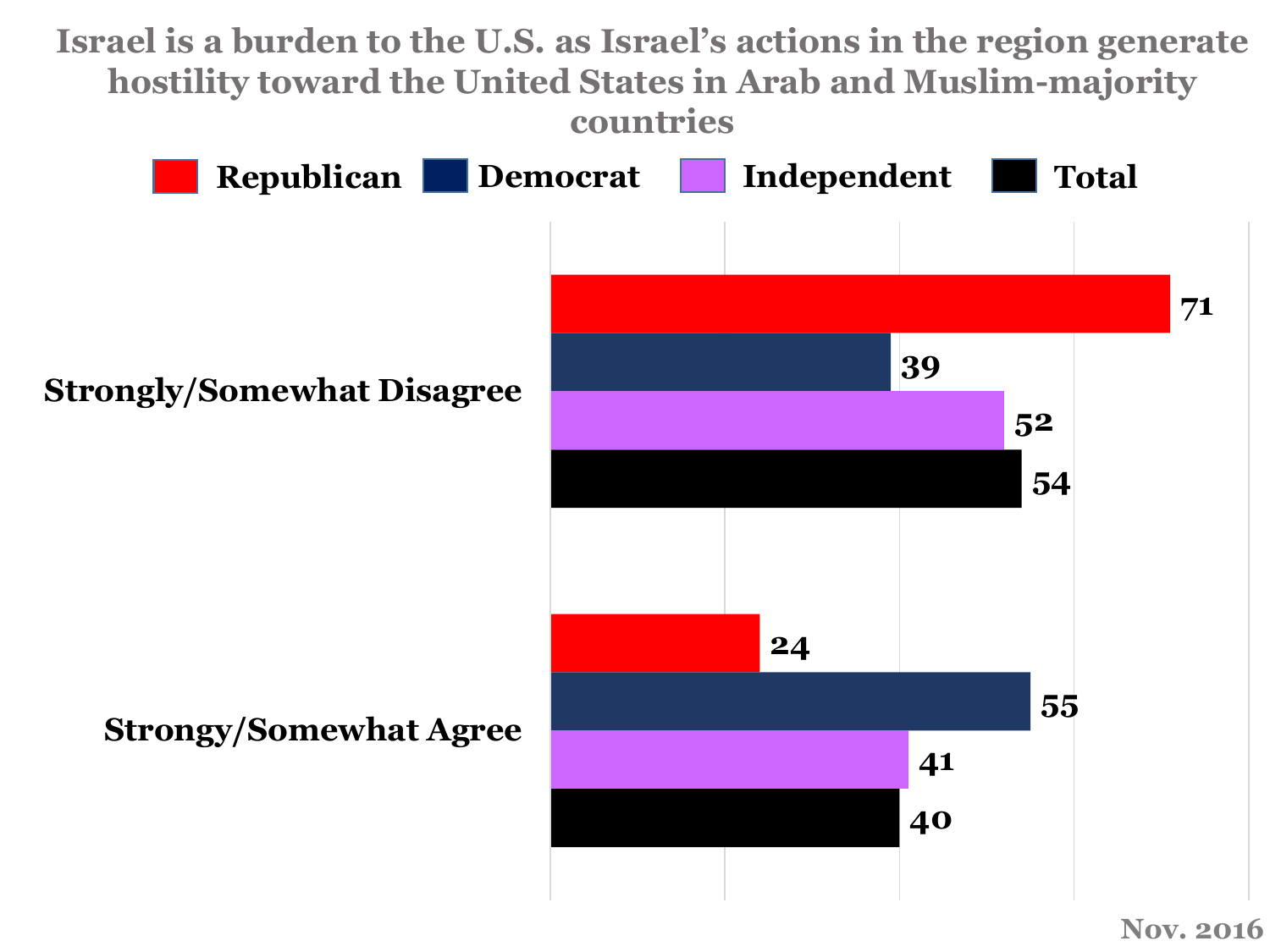**Israel is a burden to the U.S. as Israel's actions in the region generate hostility toward the United States in Arab and Muslim-majority countries**

| | Republican | Democrat | Independent | Total |
|---|---|---|---|---|
| Strongly/Somewhat Disagree | 71 | 39 | 52 | 54 |
| Strongy/Somewhat Agree | 24 | 55 | 41 | 40 |

Nov. 2016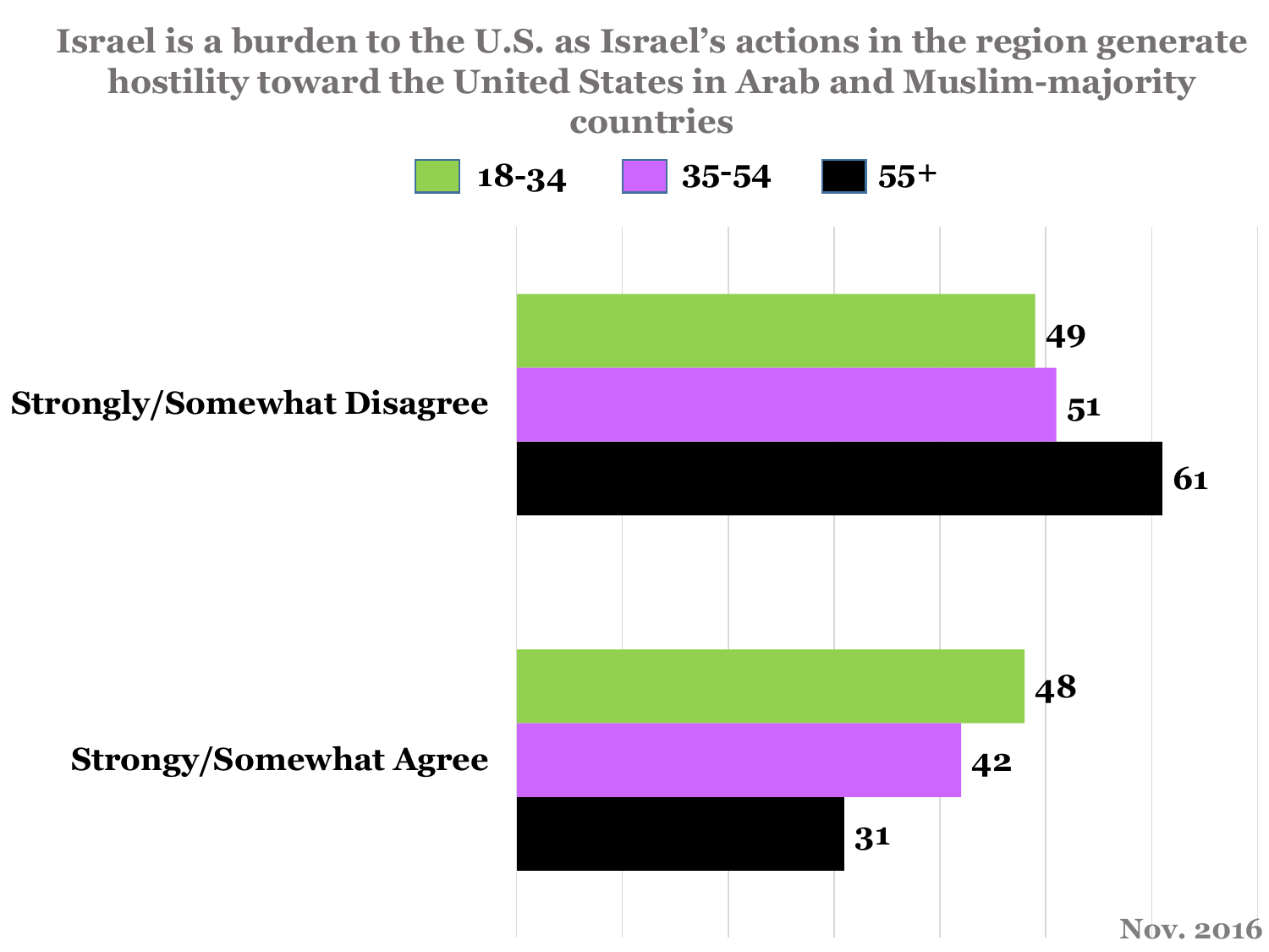# Israel is a burden to the U.S. as Israel's actions in the region generate hostility toward the United States in Arab and Muslim-majority countries

| | 18-34 | 35-54 | 55+ |
|---|---|---|---|
| Strongly/Somewhat Disagree | 49 | 51 | 61 |
| Strongy/Somewhat Agree | 48 | 42 | 31 |

Nov. 2016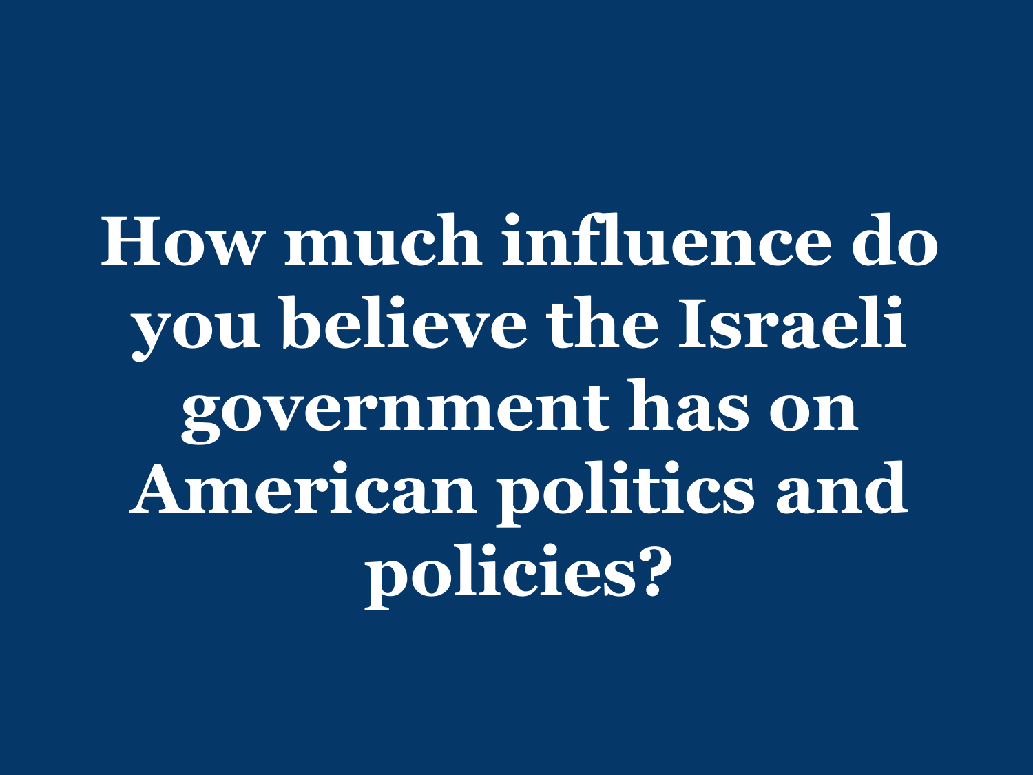# How much influence do you believe the Israeli government has on American politics and policies?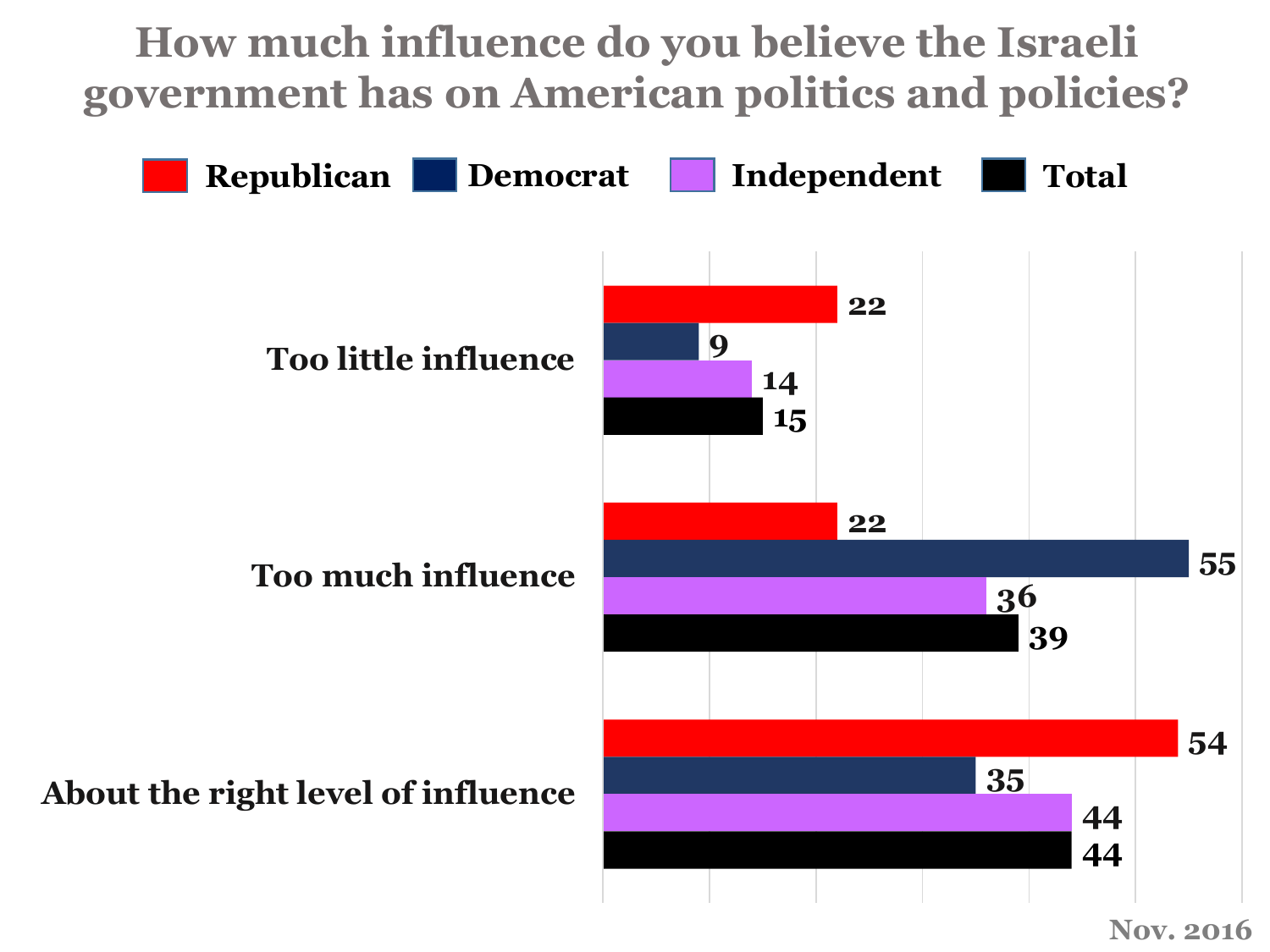# How much influence do you believe the Israeli government has on American politics and policies?

| | Republican | Democrat | Independent | Total |
| --- | --- | --- | --- | --- |
| Too little influence | 22 | 9 | 14 | 15 |
| Too much influence | 22 | 55 | 36 | 39 |
| About the right level of influence | 54 | 35 | 44 | 44 |

Nov. 2016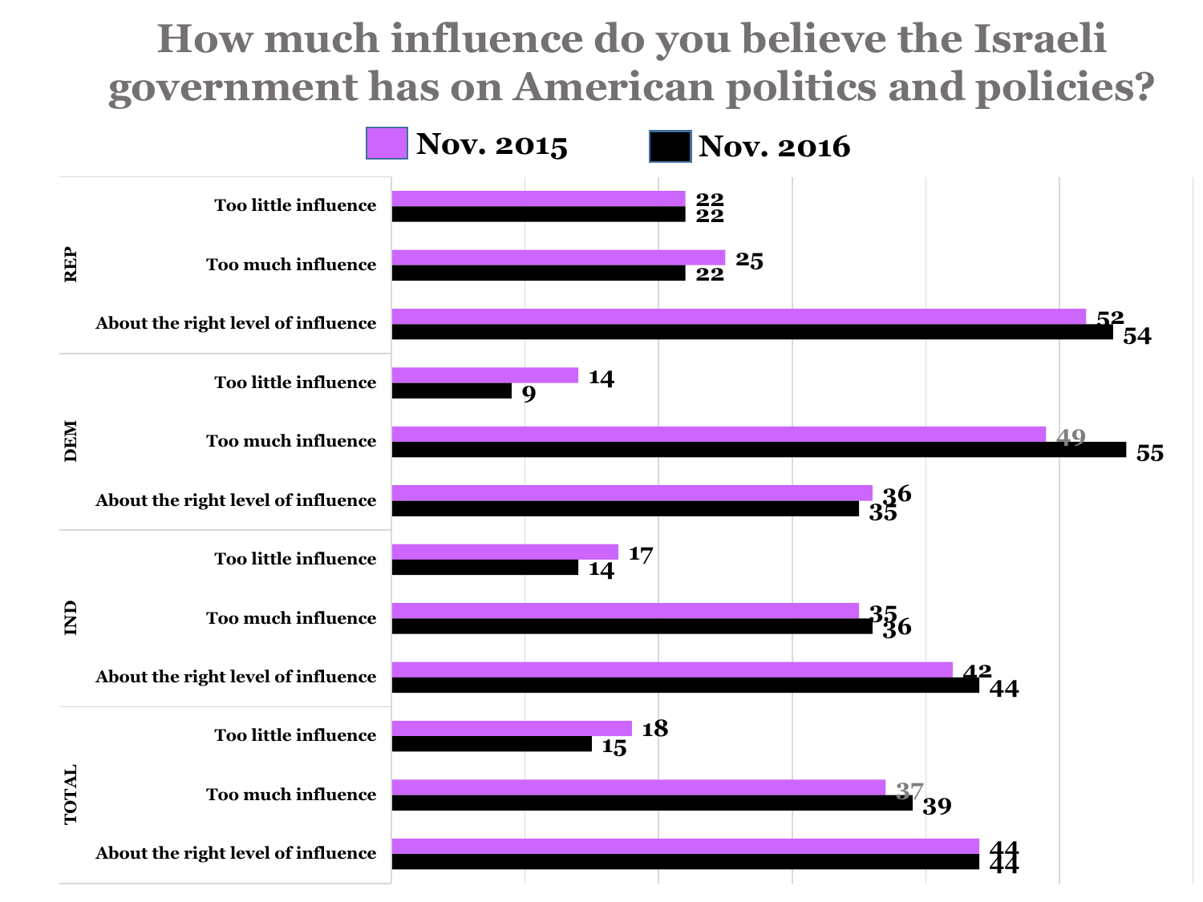# How much influence do you believe the Israeli government has on American politics and policies?

| Group | Response | Nov. 2015 | Nov. 2016 |
|---|---|---|---|
| REP | Too little influence | 22 | 22 |
| REP | Too much influence | 25 | 22 |
| REP | About the right level of influence | 52 | 54 |
| DEM | Too little influence | 14 | 9 |
| DEM | Too much influence | 49 | 55 |
| DEM | About the right level of influence | 36 | 35 |
| IND | Too little influence | 17 | 14 |
| IND | Too much influence | 35 | 36 |
| IND | About the right level of influence | 42 | 44 |
| TOTAL | Too little influence | 18 | 15 |
| TOTAL | Too much influence | 37 | 39 |
| TOTAL | About the right level of influence | 44 | 44 |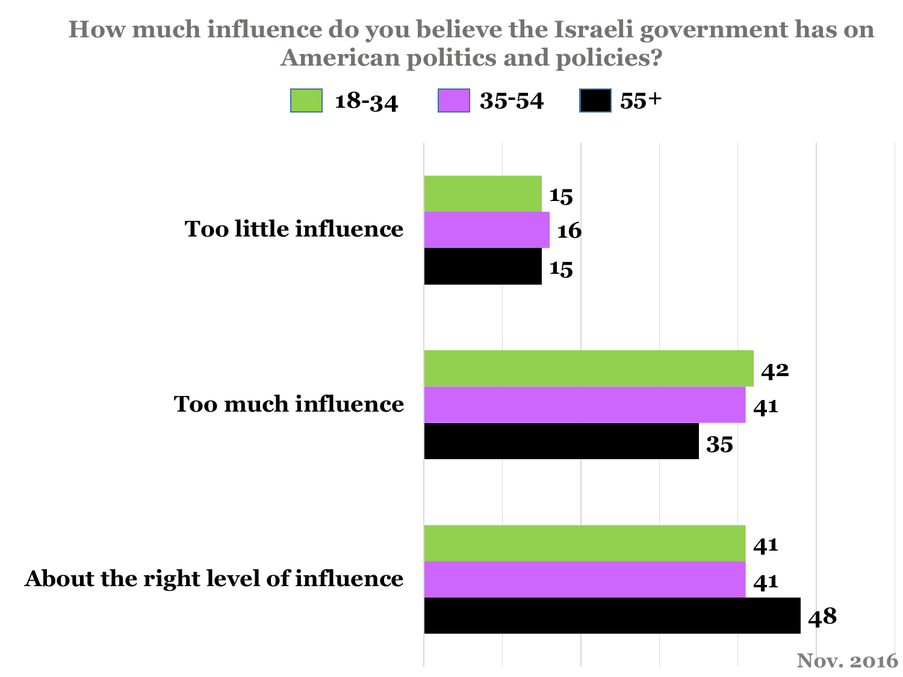## How much influence do you believe the Israeli government has on American politics and policies?

| | 18-34 | 35-54 | 55+ |
|---|---|---|---|
| Too little influence | 15 | 16 | 15 |
| Too much influence | 42 | 41 | 35 |
| About the right level of influence | 41 | 41 | 48 |

Nov. 2016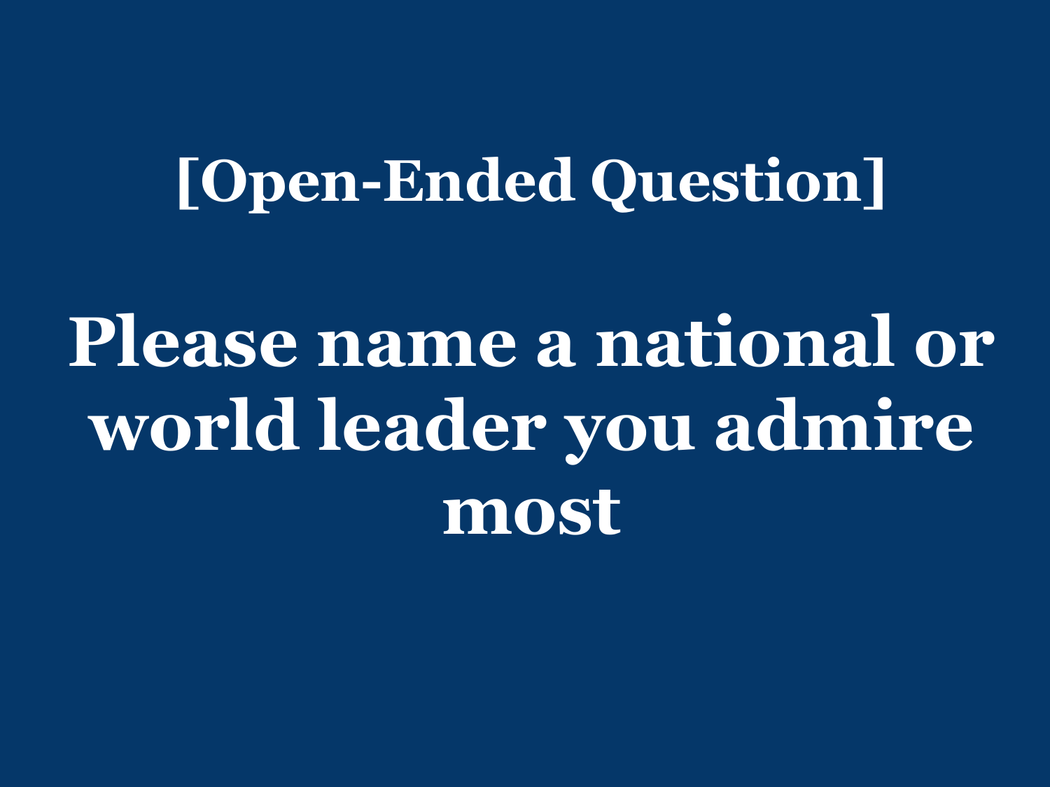## [Open-Ended Question]

# Please name a national or world leader you admire most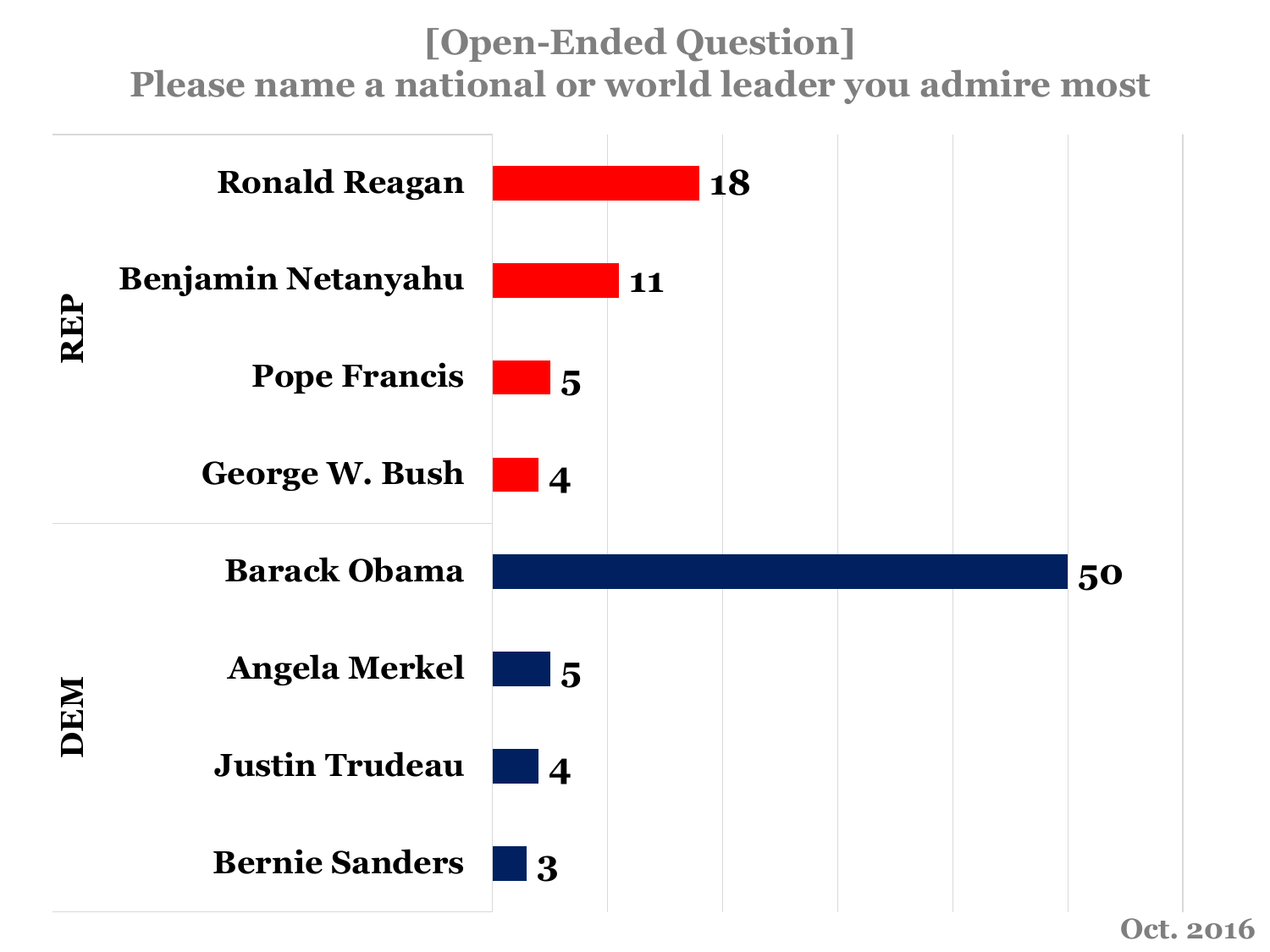[Open-Ended Question]
Please name a national or world leader you admire most

REP

Ronald Reagan 18

Benjamin Netanyahu 11

Pope Francis 5

George W. Bush 4

DEM

Barack Obama 50

Angela Merkel 5

Justin Trudeau 4

Bernie Sanders 3

Oct. 2016